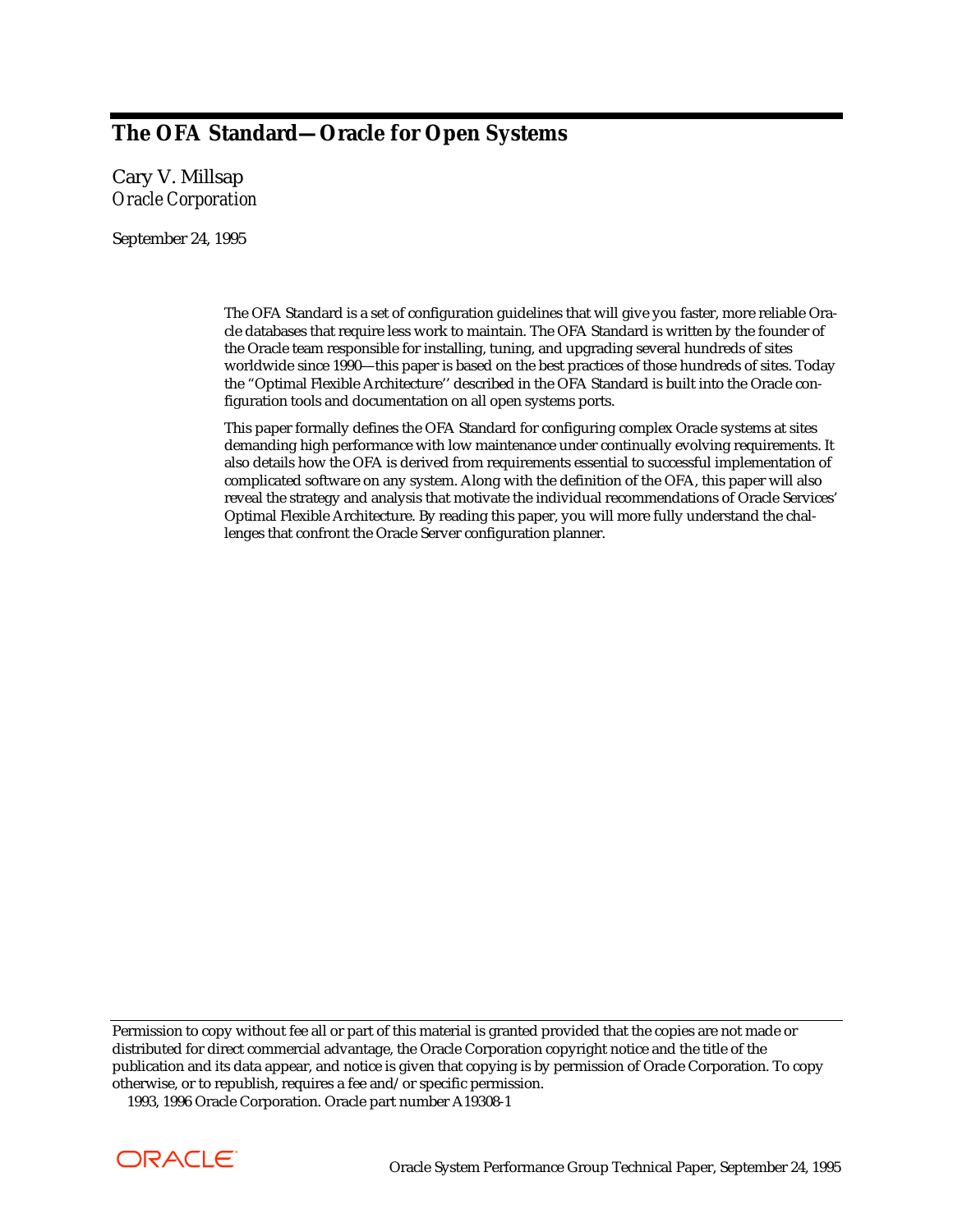# The OFA Standard—Oracle for Open Systems

Cary V. Millsap
*Oracle Corporation*

September 24, 1995

The OFA Standard is a set of configuration guidelines that will give you faster, more reliable Oracle databases that require less work to maintain. The OFA Standard is written by the founder of the Oracle team responsible for installing, tuning, and upgrading several hundreds of sites worldwide since 1990—this paper is based on the best practices of those hundreds of sites. Today the "Optimal Flexible Architecture'' described in the OFA Standard is built into the Oracle configuration tools and documentation on all open systems ports.

This paper formally defines the OFA Standard for configuring complex Oracle systems at sites demanding high performance with low maintenance under continually evolving requirements. It also details how the OFA is derived from requirements essential to successful implementation of complicated software on any system. Along with the definition of the OFA, this paper will also reveal the strategy and analysis that motivate the individual recommendations of Oracle Services' Optimal Flexible Architecture. By reading this paper, you will more fully understand the challenges that confront the Oracle Server configuration planner.

---

Permission to copy without fee all or part of this material is granted provided that the copies are not made or distributed for direct commercial advantage, the Oracle Corporation copyright notice and the title of the publication and its data appear, and notice is given that copying is by permission of Oracle Corporation. To copy otherwise, or to republish, requires a fee and/or specific permission.
1993, 1996 Oracle Corporation. Oracle part number A19308-1

Oracle System Performance Group Technical Paper, September 24, 1995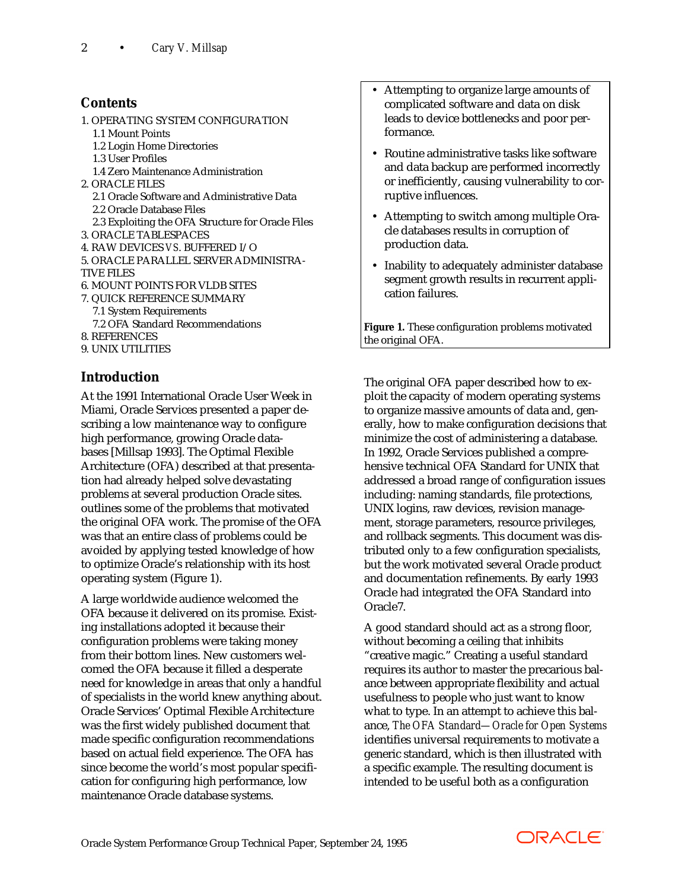## Contents

1. OPERATING SYSTEM CONFIGURATION
   - 1.1 Mount Points
   - 1.2 Login Home Directories
   - 1.3 User Profiles
   - 1.4 Zero Maintenance Administration
2. ORACLE FILES
   - 2.1 Oracle Software and Administrative Data
   - 2.2 Oracle Database Files
   - 2.3 Exploiting the OFA Structure for Oracle Files
3. ORACLE TABLESPACES
4. RAW DEVICES *VS.* BUFFERED I/O
5. ORACLE PARALLEL SERVER ADMINISTRATIVE FILES
6. MOUNT POINTS FOR VLDB SITES
7. QUICK REFERENCE SUMMARY
   - 7.1 System Requirements
   - 7.2 OFA Standard Recommendations
8. REFERENCES
9. UNIX UTILITIES

## Introduction

At the 1991 International Oracle User Week in Miami, Oracle Services presented a paper describing a low maintenance way to configure high performance, growing Oracle databases [Millsap 1993]. The Optimal Flexible Architecture (OFA) described at that presentation had already helped solve devastating problems at several production Oracle sites. outlines some of the problems that motivated the original OFA work. The promise of the OFA was that an entire class of problems could be avoided by applying tested knowledge of how to optimize Oracle's relationship with its host operating system (Figure 1).

- Attempting to organize large amounts of complicated software and data on disk leads to device bottlenecks and poor performance.
- Routine administrative tasks like software and data backup are performed incorrectly or inefficiently, causing vulnerability to corruptive influences.
- Attempting to switch among multiple Oracle databases results in corruption of production data.
- Inability to adequately administer database segment growth results in recurrent application failures.

**Figure 1.** These configuration problems motivated the original OFA.

A large worldwide audience welcomed the OFA because it delivered on its promise. Existing installations adopted it because their configuration problems were taking money from their bottom lines. New customers welcomed the OFA because it filled a desperate need for knowledge in areas that only a handful of specialists in the world knew anything about. Oracle Services' Optimal Flexible Architecture was the first widely published document that made specific configuration recommendations based on actual field experience. The OFA has since become the world's most popular specification for configuring high performance, low maintenance Oracle database systems.

The original OFA paper described how to exploit the capacity of modern operating systems to organize massive amounts of data and, generally, how to make configuration decisions that minimize the cost of administering a database. In 1992, Oracle Services published a comprehensive technical OFA Standard for UNIX that addressed a broad range of configuration issues including: naming standards, file protections, UNIX logins, raw devices, revision management, storage parameters, resource privileges, and rollback segments. This document was distributed only to a few configuration specialists, but the work motivated several Oracle product and documentation refinements. By early 1993 Oracle had integrated the OFA Standard into Oracle7.

A good standard should act as a strong floor, without becoming a ceiling that inhibits "creative magic." Creating a useful standard requires its author to master the precarious balance between appropriate flexibility and actual usefulness to people who just want to know what to type. In an attempt to achieve this balance, *The OFA Standard—Oracle for Open Systems* identifies universal requirements to motivate a generic standard, which is then illustrated with a specific example. The resulting document is intended to be useful both as a configuration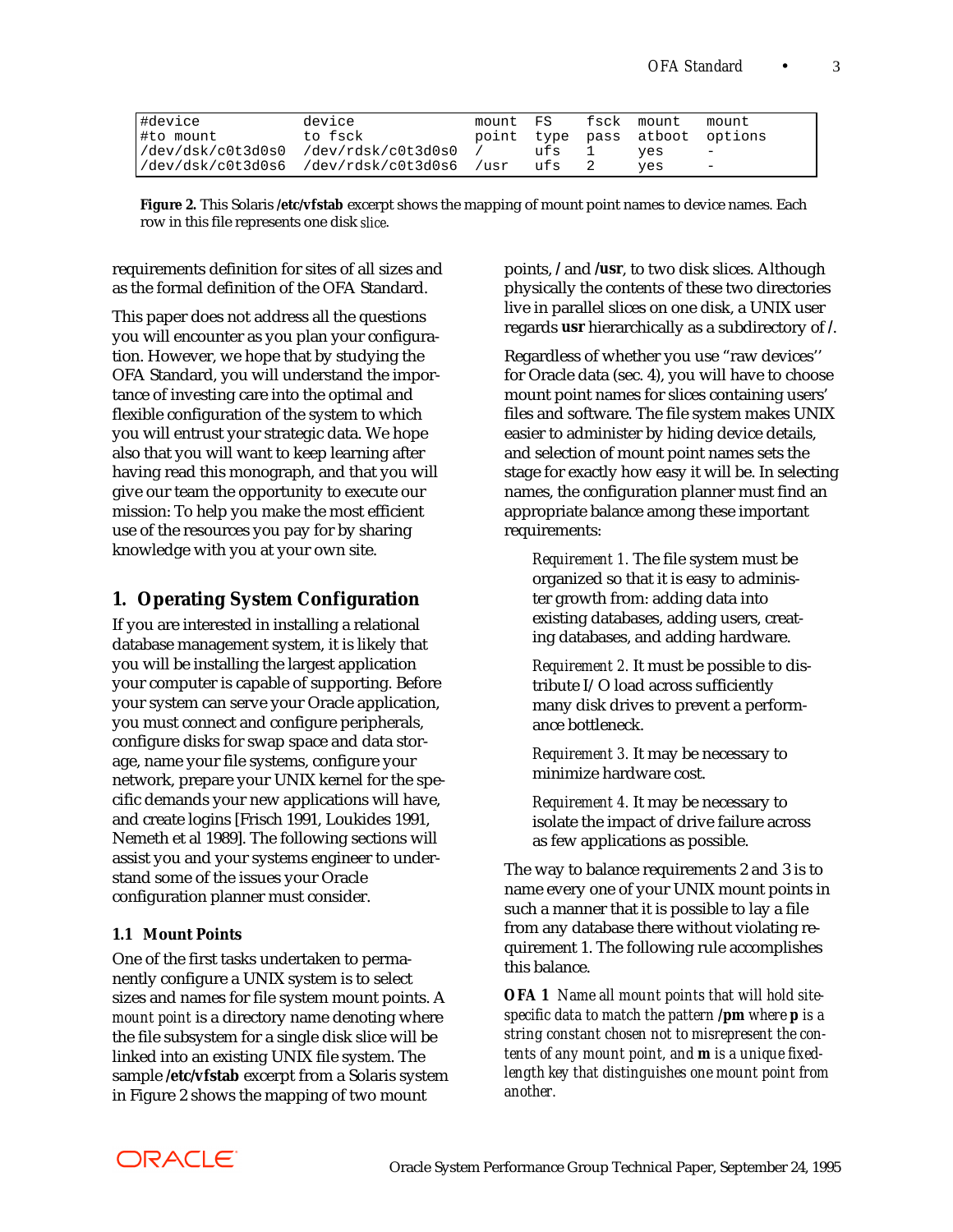```
#device            device              mount  FS    fsck  mount   mount
#to mount          to fsck             point  type  pass  atboot  options
/dev/dsk/c0t3d0s0  /dev/rdsk/c0t3d0s0  /      ufs   1     yes     -
/dev/dsk/c0t3d0s6  /dev/rdsk/c0t3d0s6  /usr   ufs   2     yes     -
```

**Figure 2.** This Solaris **/etc/vfstab** excerpt shows the mapping of mount point names to device names. Each row in this file represents one disk *slice*.

requirements definition for sites of all sizes and as the formal definition of the OFA Standard.

This paper does not address all the questions you will encounter as you plan your configuration. However, we hope that by studying the OFA Standard, you will understand the importance of investing care into the optimal and flexible configuration of the system to which you will entrust your strategic data. We hope also that you will want to keep learning after having read this monograph, and that you will give our team the opportunity to execute our mission: To help you make the most efficient use of the resources you pay for by sharing knowledge with you at your own site.

## 1. Operating System Configuration

If you are interested in installing a relational database management system, it is likely that you will be installing the largest application your computer is capable of supporting. Before your system can serve your Oracle application, you must connect and configure peripherals, configure disks for swap space and data storage, name your file systems, configure your network, prepare your UNIX kernel for the specific demands your new applications will have, and create logins [Frisch 1991, Loukides 1991, Nemeth et al 1989]. The following sections will assist you and your systems engineer to understand some of the issues your Oracle configuration planner must consider.

### 1.1 Mount Points

One of the first tasks undertaken to permanently configure a UNIX system is to select sizes and names for file system mount points. A *mount point* is a directory name denoting where the file subsystem for a single disk slice will be linked into an existing UNIX file system. The sample **/etc/vfstab** excerpt from a Solaris system in Figure 2 shows the mapping of two mount points, **/** and **/usr**, to two disk slices. Although physically the contents of these two directories live in parallel slices on one disk, a UNIX user regards **usr** hierarchically as a subdirectory of **/**.

Regardless of whether you use "raw devices'' for Oracle data (sec. 4), you will have to choose mount point names for slices containing users' files and software. The file system makes UNIX easier to administer by hiding device details, and selection of mount point names sets the stage for exactly how easy it will be. In selecting names, the configuration planner must find an appropriate balance among these important requirements:

> *Requirement 1.* The file system must be organized so that it is easy to administer growth from: adding data into existing databases, adding users, creating databases, and adding hardware.
>
> *Requirement 2.* It must be possible to distribute I/O load across sufficiently many disk drives to prevent a performance bottleneck.
>
> *Requirement 3.* It may be necessary to minimize hardware cost.
>
> *Requirement 4.* It may be necessary to isolate the impact of drive failure across as few applications as possible.

The way to balance requirements 2 and 3 is to name every one of your UNIX mount points in such a manner that it is possible to lay a file from any database there without violating requirement 1. The following rule accomplishes this balance.

**OFA 1** *Name all mount points that will hold site-specific data to match the pattern* **/pm** *where* **p** *is a string constant chosen not to misrepresent the contents of any mount point, and* **m** *is a unique fixed-length key that distinguishes one mount point from another.*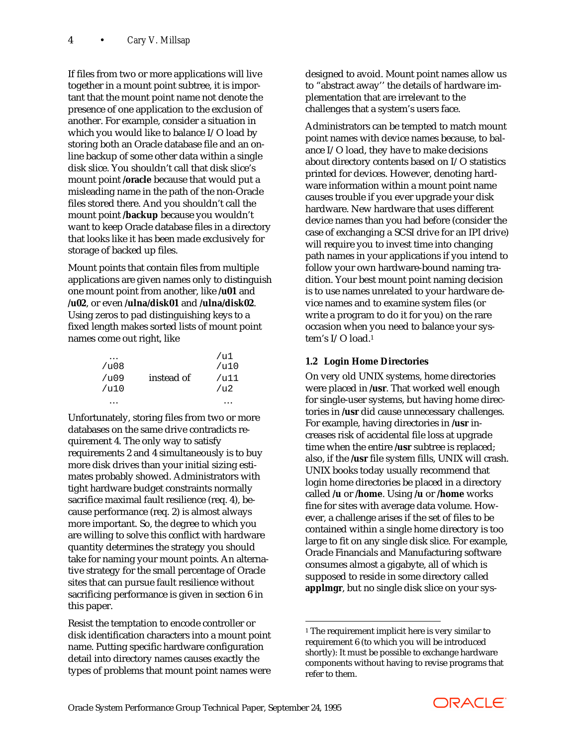If files from two or more applications will live together in a mount point subtree, it is important that the mount point name not denote the presence of one application to the exclusion of another. For example, consider a situation in which you would like to balance I/O load by storing both an Oracle database file and an online backup of some other data within a single disk slice. You shouldn't call that disk slice's mount point **/oracle** because that would put a misleading name in the path of the non-Oracle files stored there. And you shouldn't call the mount point **/backup** because you wouldn't want to keep Oracle database files in a directory that looks like it has been made exclusively for storage of backed up files.

Mount points that contain files from multiple applications are given names only to distinguish one mount point from another, like **/u01** and **/u02**, or even **/ulna/disk01** and **/ulna/disk02**. Using zeros to pad distinguishing keys to a fixed length makes sorted lists of mount point names come out right, like

```
 ...                    /u1
/u08                    /u10
/u09     instead of     /u11
/u10                    /u2
 ...                     ...
```

Unfortunately, storing files from two or more databases on the same drive contradicts requirement 4. The only way to satisfy requirements 2 and 4 simultaneously is to buy more disk drives than your initial sizing estimates probably showed. Administrators with tight hardware budget constraints normally sacrifice maximal fault resilience (req. 4), because performance (req. 2) is almost always more important. So, the degree to which you are willing to solve this conflict with hardware quantity determines the strategy you should take for naming your mount points. An alternative strategy for the small percentage of Oracle sites that can pursue fault resilience without sacrificing performance is given in section 6 in this paper.

Resist the temptation to encode controller or disk identification characters into a mount point name. Putting specific hardware configuration detail into directory names causes exactly the types of problems that mount point names were designed to avoid. Mount point names allow us to "abstract away'' the details of hardware implementation that are irrelevant to the challenges that a system's users face.

Administrators can be tempted to match mount point names with device names because, to balance I/O load, they have to make decisions about directory contents based on I/O statistics printed for devices. However, denoting hardware information within a mount point name causes trouble if you ever upgrade your disk hardware. New hardware that uses different device names than you had before (consider the case of exchanging a SCSI drive for an IPI drive) will require you to invest time into changing path names in your applications if you intend to follow your own hardware-bound naming tradition. Your best mount point naming decision is to use names unrelated to your hardware device names and to examine system files (or write a program to do it for you) on the rare occasion when you need to balance your system's I/O load.[1]

### 1.2 Login Home Directories

On very old UNIX systems, home directories were placed in **/usr**. That worked well enough for single-user systems, but having home directories in **/usr** did cause unnecessary challenges. For example, having directories in **/usr** increases risk of accidental file loss at upgrade time when the entire **/usr** subtree is replaced; also, if the **/usr** file system fills, UNIX will crash. UNIX books today usually recommend that login home directories be placed in a directory called **/u** or **/home**. Using **/u** or **/home** works fine for sites with average data volume. However, a challenge arises if the set of files to be contained within a single home directory is too large to fit on any single disk slice. For example, Oracle Financials and Manufacturing software consumes almost a gigabyte, all of which is supposed to reside in some directory called **applmgr**, but no single disk slice on your sys-

---

[1] The requirement implicit here is very similar to requirement 6 (to which you will be introduced shortly): It must be possible to exchange hardware components without having to revise programs that refer to them.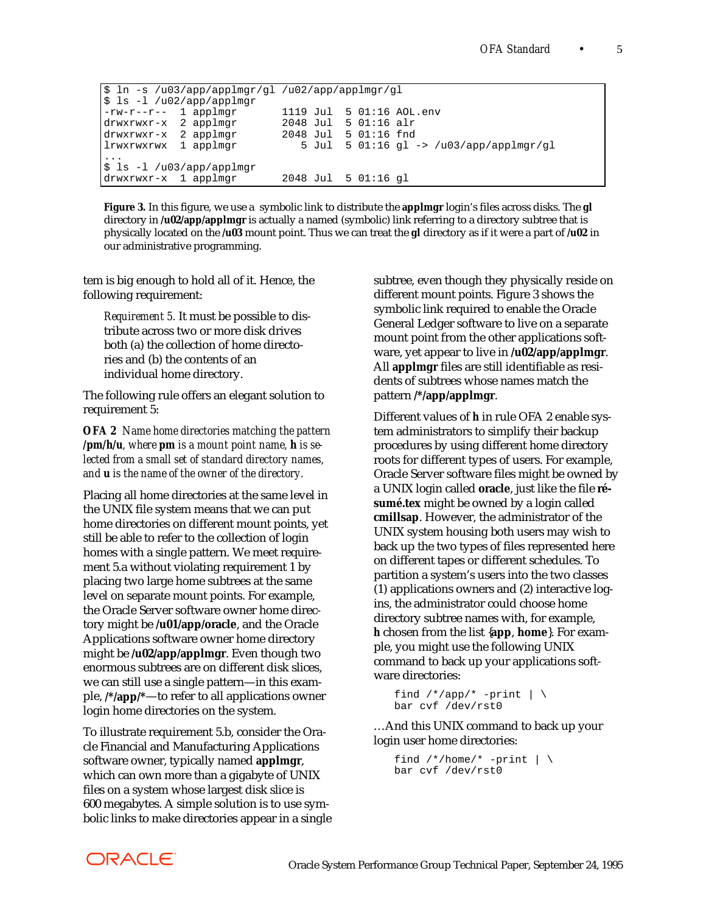```
$ ln -s /u03/app/applmgr/gl /u02/app/applmgr/gl
$ ls -l /u02/app/applmgr
-rw-r--r--  1 applmgr       1119 Jul  5 01:16 AOL.env
drwxrwxr-x  2 applmgr       2048 Jul  5 01:16 alr
drwxrwxr-x  2 applmgr       2048 Jul  5 01:16 fnd
lrwxrwxrwx  1 applmgr          5 Jul  5 01:16 gl -> /u03/app/applmgr/gl
...
$ ls -l /u03/app/applmgr
drwxrwxr-x  1 applmgr       2048 Jul  5 01:16 gl
```

**Figure 3.** In this figure, we use a symbolic link to distribute the **applmgr** login's files across disks. The **gl** directory in **/u02/app/applmgr** is actually a named (symbolic) link referring to a directory subtree that is physically located on the **/u03** mount point. Thus we can treat the **gl** directory as if it were a part of **/u02** in our administrative programming.

tem is big enough to hold all of it. Hence, the following requirement:

> *Requirement 5.* It must be possible to distribute across two or more disk drives both (a) the collection of home directories and (b) the contents of an individual home directory.

The following rule offers an elegant solution to requirement 5:

**OFA 2** *Name home directories matching the pattern* **/pm/h/u**, *where* **pm** *is a mount point name,* **h** *is selected from a small set of standard directory names, and* **u** *is the name of the owner of the directory.*

Placing all home directories at the same level in the UNIX file system means that we can put home directories on different mount points, yet still be able to refer to the collection of login homes with a single pattern. We meet requirement 5.a without violating requirement 1 by placing two large home subtrees at the same level on separate mount points. For example, the Oracle Server software owner home directory might be **/u01/app/oracle**, and the Oracle Applications software owner home directory might be **/u02/app/applmgr**. Even though two enormous subtrees are on different disk slices, we can still use a single pattern—in this example, **/\*/app/\***—to refer to all applications owner login home directories on the system.

To illustrate requirement 5.b, consider the Oracle Financial and Manufacturing Applications software owner, typically named **applmgr**, which can own more than a gigabyte of UNIX files on a system whose largest disk slice is 600 megabytes. A simple solution is to use symbolic links to make directories appear in a single subtree, even though they physically reside on different mount points. Figure 3 shows the symbolic link required to enable the Oracle General Ledger software to live on a separate mount point from the other applications software, yet appear to live in **/u02/app/applmgr**. All **applmgr** files are still identifiable as residents of subtrees whose names match the pattern **/\*/app/applmgr**.

Different values of **h** in rule OFA 2 enable system administrators to simplify their backup procedures by using different home directory roots for different types of users. For example, Oracle Server software files might be owned by a UNIX login called **oracle**, just like the file **résumé.tex** might be owned by a login called **cmillsap**. However, the administrator of the UNIX system housing both users may wish to back up the two types of files represented here on different tapes or different schedules. To partition a system's users into the two classes (1) applications owners and (2) interactive logins, the administrator could choose home directory subtree names with, for example, **h** chosen from the list {**app**, **home**}. For example, you might use the following UNIX command to back up your applications software directories:

```
find /*/app/* -print | \
bar cvf /dev/rst0
```

…And this UNIX command to back up your login user home directories:

```
find /*/home/* -print | \
bar cvf /dev/rst0
```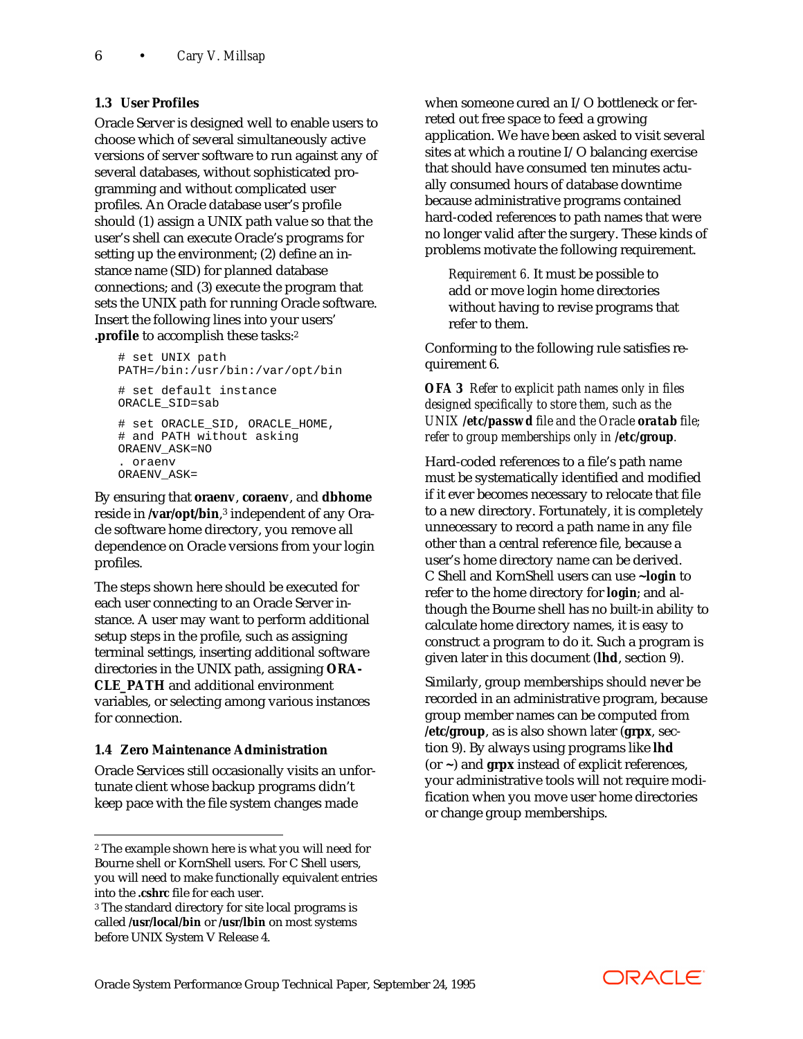### 1.3 User Profiles

Oracle Server is designed well to enable users to choose which of several simultaneously active versions of server software to run against any of several databases, without sophisticated programming and without complicated user profiles. An Oracle database user's profile should (1) assign a UNIX path value so that the user's shell can execute Oracle's programs for setting up the environment; (2) define an instance name (SID) for planned database connections; and (3) execute the program that sets the UNIX path for running Oracle software. Insert the following lines into your users' **.profile** to accomplish these tasks:[2]

```
# set UNIX path
PATH=/bin:/usr/bin:/var/opt/bin

# set default instance
ORACLE_SID=sab

# set ORACLE_SID, ORACLE_HOME,
# and PATH without asking
ORAENV_ASK=NO
. oraenv
ORAENV_ASK=
```

By ensuring that **oraenv**, **coraenv**, and **dbhome** reside in **/var/opt/bin**,[3] independent of any Oracle software home directory, you remove all dependence on Oracle versions from your login profiles.

The steps shown here should be executed for each user connecting to an Oracle Server instance. A user may want to perform additional setup steps in the profile, such as assigning terminal settings, inserting additional software directories in the UNIX path, assigning **ORACLE_PATH** and additional environment variables, or selecting among various instances for connection.

### 1.4 Zero Maintenance Administration

Oracle Services still occasionally visits an unfortunate client whose backup programs didn't keep pace with the file system changes made when someone cured an I/O bottleneck or ferreted out free space to feed a growing application. We have been asked to visit several sites at which a routine I/O balancing exercise that should have consumed ten minutes actually consumed hours of database downtime because administrative programs contained hard-coded references to path names that were no longer valid after the surgery. These kinds of problems motivate the following requirement.

> *Requirement 6.* It must be possible to add or move login home directories without having to revise programs that refer to them.

Conforming to the following rule satisfies requirement 6.

**OFA 3** *Refer to explicit path names only in files designed specifically to store them, such as the UNIX* ***/etc/passwd*** *file and the Oracle* ***oratab*** *file; refer to group memberships only in* ***/etc/group****.*

Hard-coded references to a file's path name must be systematically identified and modified if it ever becomes necessary to relocate that file to a new directory. Fortunately, it is completely unnecessary to record a path name in any file other than a central reference file, because a user's home directory name can be derived. C Shell and KornShell users can use **~login** to refer to the home directory for **login**; and although the Bourne shell has no built-in ability to calculate home directory names, it is easy to construct a program to do it. Such a program is given later in this document (**lhd**, section 9).

Similarly, group memberships should never be recorded in an administrative program, because group member names can be computed from **/etc/group**, as is also shown later (**grpx**, section 9). By always using programs like **lhd** (or **~**) and **grpx** instead of explicit references, your administrative tools will not require modification when you move user home directories or change group memberships.

---

[2] The example shown here is what you will need for Bourne shell or KornShell users. For C Shell users, you will need to make functionally equivalent entries into the **.cshrc** file for each user.

[3] The standard directory for site local programs is called **/usr/local/bin** or **/usr/lbin** on most systems before UNIX System V Release 4.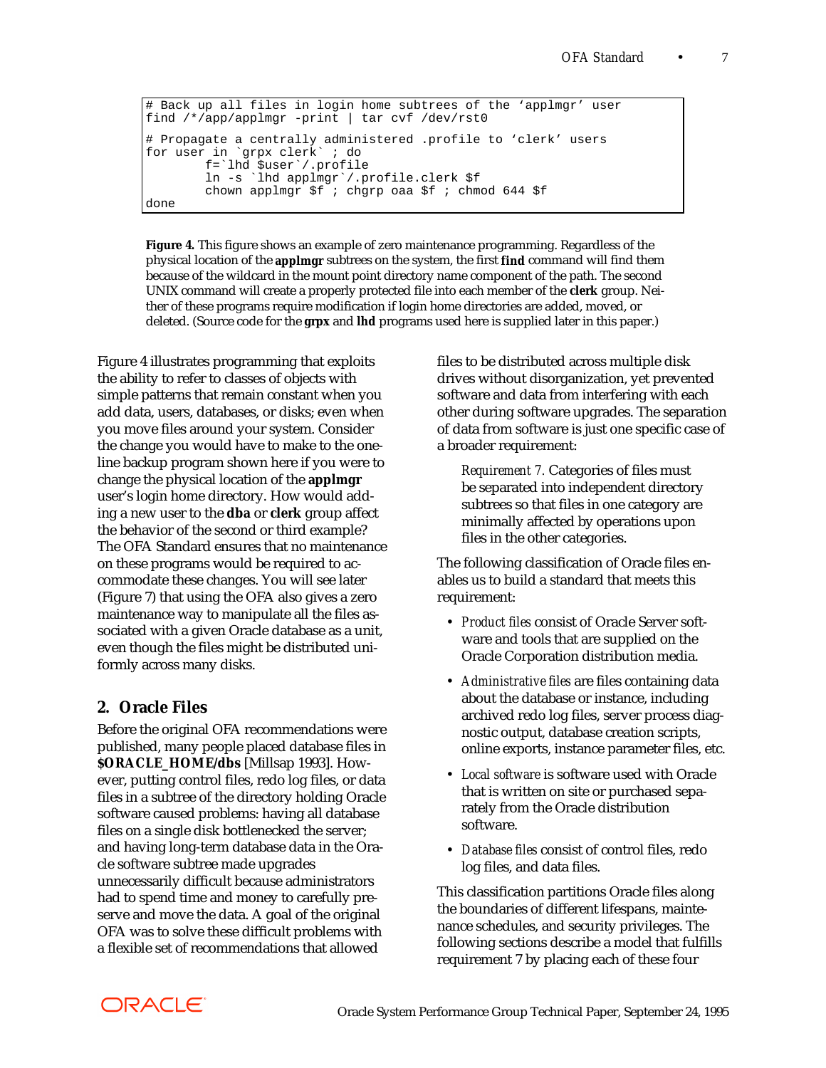```
# Back up all files in login home subtrees of the 'applmgr' user
find /*/app/applmgr -print | tar cvf /dev/rst0

# Propagate a centrally administered .profile to 'clerk' users
for user in `grpx clerk` ; do
        f=`lhd $user`/.profile
        ln -s `lhd applmgr`/.profile.clerk $f
        chown applmgr $f ; chgrp oaa $f ; chmod 644 $f
done
```

**Figure 4.** This figure shows an example of zero maintenance programming. Regardless of the physical location of the **applmgr** subtrees on the system, the first **find** command will find them because of the wildcard in the mount point directory name component of the path. The second UNIX command will create a properly protected file into each member of the **clerk** group. Neither of these programs require modification if login home directories are added, moved, or deleted. (Source code for the **grpx** and **lhd** programs used here is supplied later in this paper.)

Figure 4 illustrates programming that exploits the ability to refer to classes of objects with simple patterns that remain constant when you add data, users, databases, or disks; even when you move files around your system. Consider the change you would have to make to the one-line backup program shown here if you were to change the physical location of the **applmgr** user's login home directory. How would adding a new user to the **dba** or **clerk** group affect the behavior of the second or third example? The OFA Standard ensures that no maintenance on these programs would be required to accommodate these changes. You will see later (Figure 7) that using the OFA also gives a zero maintenance way to manipulate all the files associated with a given Oracle database as a unit, even though the files might be distributed uniformly across many disks.

## 2. Oracle Files

Before the original OFA recommendations were published, many people placed database files in **$ORACLE_HOME/dbs** [Millsap 1993]. However, putting control files, redo log files, or data files in a subtree of the directory holding Oracle software caused problems: having all database files on a single disk bottlenecked the server; and having long-term database data in the Oracle software subtree made upgrades unnecessarily difficult because administrators had to spend time and money to carefully preserve and move the data. A goal of the original OFA was to solve these difficult problems with a flexible set of recommendations that allowed files to be distributed across multiple disk drives without disorganization, yet prevented software and data from interfering with each other during software upgrades. The separation of data from software is just one specific case of a broader requirement:

> *Requirement 7.* Categories of files must be separated into independent directory subtrees so that files in one category are minimally affected by operations upon files in the other categories.

The following classification of Oracle files enables us to build a standard that meets this requirement:

- *Product files* consist of Oracle Server software and tools that are supplied on the Oracle Corporation distribution media.
- *Administrative files* are files containing data about the database or instance, including archived redo log files, server process diagnostic output, database creation scripts, online exports, instance parameter files, etc.
- *Local software* is software used with Oracle that is written on site or purchased separately from the Oracle distribution software.
- *Database files* consist of control files, redo log files, and data files.

This classification partitions Oracle files along the boundaries of different lifespans, maintenance schedules, and security privileges. The following sections describe a model that fulfills requirement 7 by placing each of these four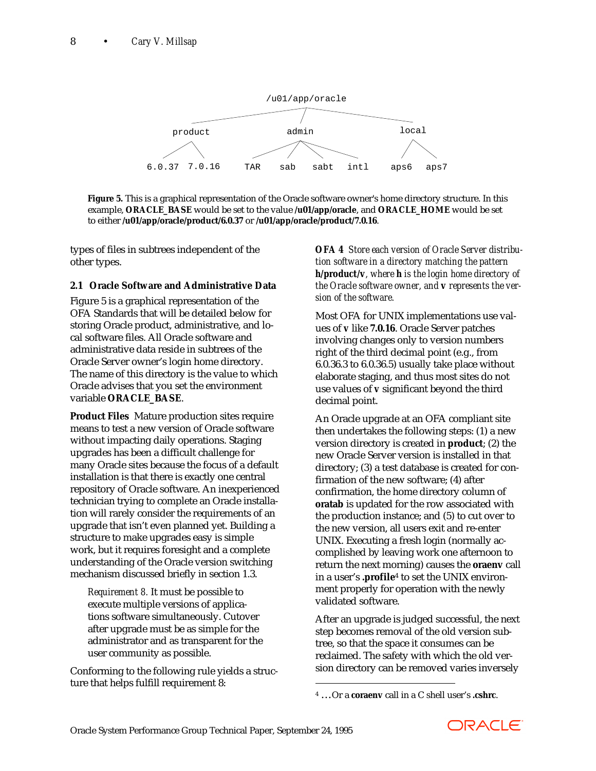```
                    /u01/app/oracle
          /               |                \
     product            admin              local
     /     \        /   |    |    \        /    \
6.0.37  7.0.16    TAR  sab  sabt  intl   aps6   aps7
```

**Figure 5.** This is a graphical representation of the Oracle software owner's home directory structure. In this example, **ORACLE_BASE** would be set to the value **/u01/app/oracle**, and **ORACLE_HOME** would be set to either **/u01/app/oracle/product/6.0.37** or **/u01/app/oracle/product/7.0.16**.

types of files in subtrees independent of the other types.

### 2.1 Oracle Software and Administrative Data

Figure 5 is a graphical representation of the OFA Standards that will be detailed below for storing Oracle product, administrative, and local software files. All Oracle software and administrative data reside in subtrees of the Oracle Server owner's login home directory. The name of this directory is the value to which Oracle advises that you set the environment variable **ORACLE_BASE**.

**Product Files** Mature production sites require means to test a new version of Oracle software without impacting daily operations. Staging upgrades has been a difficult challenge for many Oracle sites because the focus of a default installation is that there is exactly one central repository of Oracle software. An inexperienced technician trying to complete an Oracle installation will rarely consider the requirements of an upgrade that isn't even planned yet. Building a structure to make upgrades easy is simple work, but it requires foresight and a complete understanding of the Oracle version switching mechanism discussed briefly in section 1.3.

> *Requirement 8.* It must be possible to execute multiple versions of applications software simultaneously. Cutover after upgrade must be as simple for the administrator and as transparent for the user community as possible.

Conforming to the following rule yields a structure that helps fulfill requirement 8:

**OFA 4** *Store each version of Oracle Server distribution software in a directory matching the pattern* **h/product/v**, *where* **h** *is the login home directory of the Oracle software owner, and* **v** *represents the version of the software.*

Most OFA for UNIX implementations use values of **v** like **7.0.16**. Oracle Server patches involving changes only to version numbers right of the third decimal point (e.g., from 6.0.36.3 to 6.0.36.5) usually take place without elaborate staging, and thus most sites do not use values of **v** significant beyond the third decimal point.

An Oracle upgrade at an OFA compliant site then undertakes the following steps: (1) a new version directory is created in **product**; (2) the new Oracle Server version is installed in that directory; (3) a test database is created for confirmation of the new software; (4) after confirmation, the home directory column of **oratab** is updated for the row associated with the production instance; and (5) to cut over to the new version, all users exit and re-enter UNIX. Executing a fresh login (normally accomplished by leaving work one afternoon to return the next morning) causes the **oraenv** call in a user's **.profile**[4] to set the UNIX environment properly for operation with the newly validated software.

After an upgrade is judged successful, the next step becomes removal of the old version subtree, so that the space it consumes can be reclaimed. The safety with which the old version directory can be removed varies inversely

[4] ...Or a **coraenv** call in a C shell user's **.cshrc**.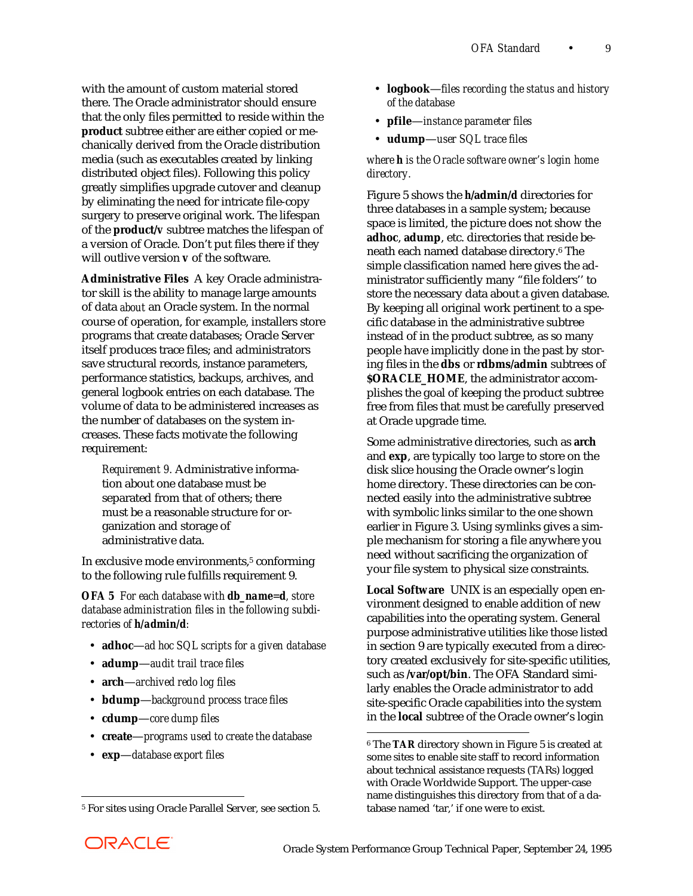with the amount of custom material stored there. The Oracle administrator should ensure that the only files permitted to reside within the **product** subtree either are either copied or mechanically derived from the Oracle distribution media (such as executables created by linking distributed object files). Following this policy greatly simplifies upgrade cutover and cleanup by eliminating the need for intricate file-copy surgery to preserve original work. The lifespan of the **product/v** subtree matches the lifespan of a version of Oracle. Don't put files there if they will outlive version **v** of the software.

**Administrative Files** A key Oracle administrator skill is the ability to manage large amounts of data *about* an Oracle system. In the normal course of operation, for example, installers store programs that create databases; Oracle Server itself produces trace files; and administrators save structural records, instance parameters, performance statistics, backups, archives, and general logbook entries on each database. The volume of data to be administered increases as the number of databases on the system increases. These facts motivate the following requirement:

> *Requirement 9.* Administrative information about one database must be separated from that of others; there must be a reasonable structure for organization and storage of administrative data.

In exclusive mode environments,[5] conforming to the following rule fulfills requirement 9.

***OFA 5*** *For each database with* **db_name=d**, *store database administration files in the following subdirectories of* **h/admin/d**:

- **adhoc**—*ad hoc SQL scripts for a given database*
- **adump**—*audit trail trace files*
- **arch**—*archived redo log files*
- **bdump**—*background process trace files*
- **cdump**—*core dump files*
- **create**—*programs used to create the database*
- **exp**—*database export files*
- **logbook**—*files recording the status and history of the database*
- **pfile**—*instance parameter files*
- **udump**—*user SQL trace files*

*where* **h** *is the Oracle software owner's login home directory.*

Figure 5 shows the **h/admin/d** directories for three databases in a sample system; because space is limited, the picture does not show the **adhoc**, **adump**, etc. directories that reside beneath each named database directory.[6] The simple classification named here gives the administrator sufficiently many "file folders'' to store the necessary data about a given database. By keeping all original work pertinent to a specific database in the administrative subtree instead of in the product subtree, as so many people have implicitly done in the past by storing files in the **dbs** or **rdbms/admin** subtrees of **$ORACLE_HOME**, the administrator accomplishes the goal of keeping the product subtree free from files that must be carefully preserved at Oracle upgrade time.

Some administrative directories, such as **arch** and **exp**, are typically too large to store on the disk slice housing the Oracle owner's login home directory. These directories can be connected easily into the administrative subtree with symbolic links similar to the one shown earlier in Figure 3. Using symlinks gives a simple mechanism for storing a file anywhere you need without sacrificing the organization of your file system to physical size constraints.

**Local Software** UNIX is an especially open environment designed to enable addition of new capabilities into the operating system. General purpose administrative utilities like those listed in section 9 are typically executed from a directory created exclusively for site-specific utilities, such as **/var/opt/bin**. The OFA Standard similarly enables the Oracle administrator to add site-specific Oracle capabilities into the system in the **local** subtree of the Oracle owner's login

---

[5] For sites using Oracle Parallel Server, see section 5.

[6] The **TAR** directory shown in Figure 5 is created at some sites to enable site staff to record information about technical assistance requests (TARs) logged with Oracle Worldwide Support. The upper-case name distinguishes this directory from that of a database named 'tar,' if one were to exist.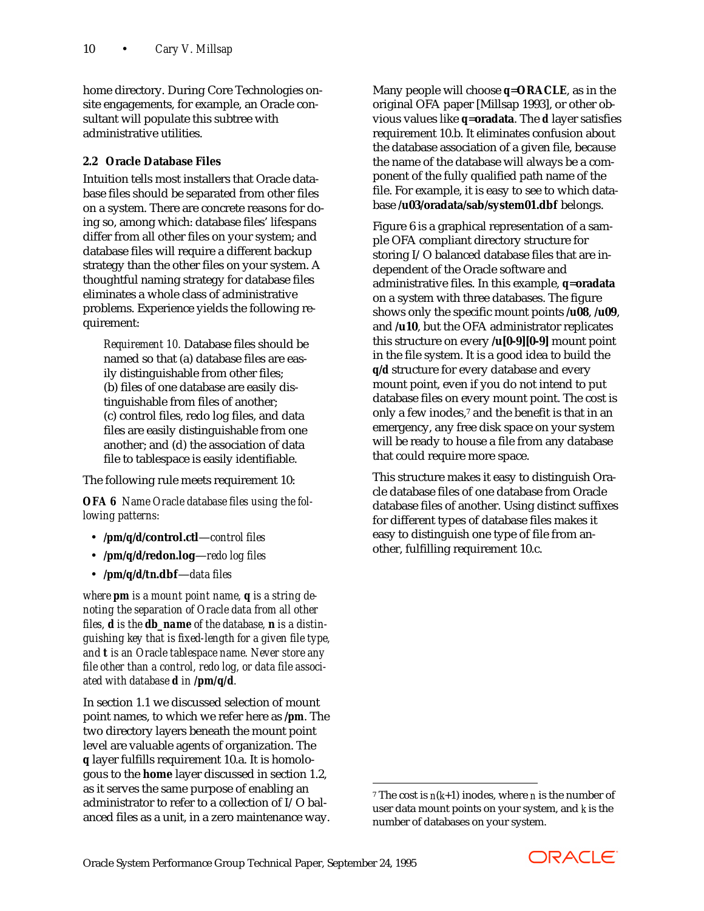home directory. During Core Technologies on-site engagements, for example, an Oracle consultant will populate this subtree with administrative utilities.

### 2.2 Oracle Database Files

Intuition tells most installers that Oracle database files should be separated from other files on a system. There are concrete reasons for doing so, among which: database files' lifespans differ from all other files on your system; and database files will require a different backup strategy than the other files on your system. A thoughtful naming strategy for database files eliminates a whole class of administrative problems. Experience yields the following requirement:

> *Requirement 10.* Database files should be named so that (a) database files are easily distinguishable from other files; (b) files of one database are easily distinguishable from files of another; (c) control files, redo log files, and data files are easily distinguishable from one another; and (d) the association of data file to tablespace is easily identifiable.

The following rule meets requirement 10:

**OFA 6** *Name Oracle database files using the following patterns:*

- **/pm/q/d/control.ctl**—*control files*
- **/pm/q/d/redon.log**—*redo log files*
- **/pm/q/d/tn.dbf**—*data files*

*where* **pm** *is a mount point name,* **q** *is a string denoting the separation of Oracle data from all other files,* **d** *is the* **db_name** *of the database,* **n** *is a distinguishing key that is fixed-length for a given file type, and* **t** *is an Oracle tablespace name. Never store any file other than a control, redo log, or data file associated with database* **d** *in* **/pm/q/d**.

In section 1.1 we discussed selection of mount point names, to which we refer here as **/pm**. The two directory layers beneath the mount point level are valuable agents of organization. The **q** layer fulfills requirement 10.a. It is homologous to the **home** layer discussed in section 1.2, as it serves the same purpose of enabling an administrator to refer to a collection of I/O balanced files as a unit, in a zero maintenance way. Many people will choose **q=ORACLE**, as in the original OFA paper [Millsap 1993], or other obvious values like **q=oradata**. The **d** layer satisfies requirement 10.b. It eliminates confusion about the database association of a given file, because the name of the database will always be a component of the fully qualified path name of the file. For example, it is easy to see to which database **/u03/oradata/sab/system01.dbf** belongs.

Figure 6 is a graphical representation of a sample OFA compliant directory structure for storing I/O balanced database files that are independent of the Oracle software and administrative files. In this example, **q=oradata** on a system with three databases. The figure shows only the specific mount points **/u08**, **/u09**, and **/u10**, but the OFA administrator replicates this structure on every **/u[0-9][0-9]** mount point in the file system. It is a good idea to build the **q/d** structure for every database and every mount point, even if you do not intend to put database files on every mount point. The cost is only a few inodes,[7] and the benefit is that in an emergency, any free disk space on your system will be ready to house a file from any database that could require more space.

This structure makes it easy to distinguish Oracle database files of one database from Oracle database files of another. Using distinct suffixes for different types of database files makes it easy to distinguish one type of file from another, fulfilling requirement 10.c.

---

[7] The cost is $n(k+1)$ inodes, where $n$ is the number of user data mount points on your system, and $k$ is the number of databases on your system.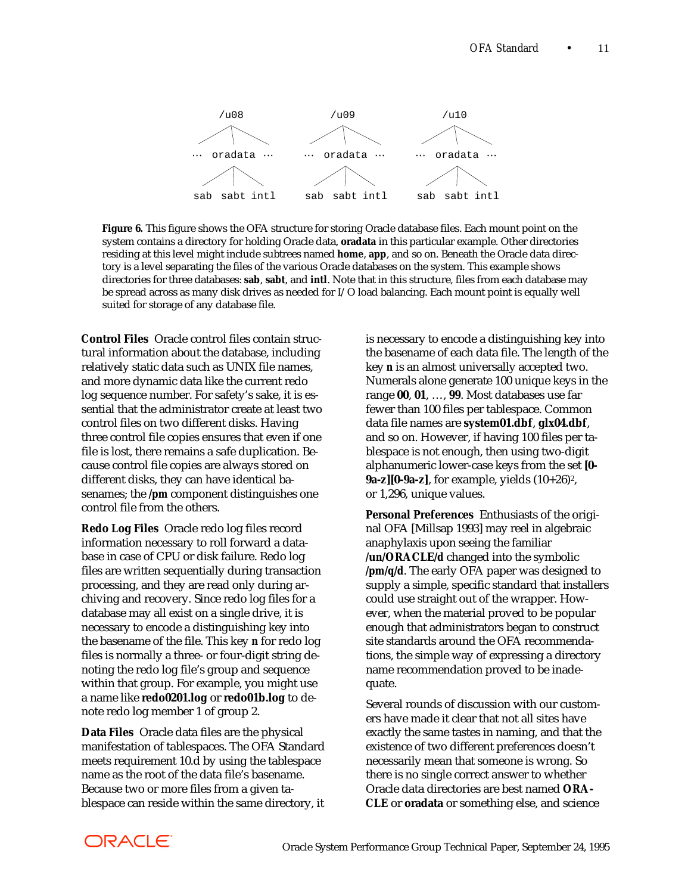```
      /u08                 /u09                 /u10
   …  oradata  …        …  oradata  …        …  oradata  …
 sab  sabt  intl       sab  sabt  intl       sab  sabt  intl
```

**Figure 6.** This figure shows the OFA structure for storing Oracle database files. Each mount point on the system contains a directory for holding Oracle data, **oradata** in this particular example. Other directories residing at this level might include subtrees named **home**, **app**, and so on. Beneath the Oracle data directory is a level separating the files of the various Oracle databases on the system. This example shows directories for three databases: **sab**, **sabt**, and **intl**. Note that in this structure, files from each database may be spread across as many disk drives as needed for I/O load balancing. Each mount point is equally well suited for storage of any database file.

**Control Files** Oracle control files contain structural information about the database, including relatively static data such as UNIX file names, and more dynamic data like the current redo log sequence number. For safety's sake, it is essential that the administrator create at least two control files on two different disks. Having three control file copies ensures that even if one file is lost, there remains a safe duplication. Because control file copies are always stored on different disks, they can have identical basenames; the **/pm** component distinguishes one control file from the others.

**Redo Log Files** Oracle redo log files record information necessary to roll forward a database in case of CPU or disk failure. Redo log files are written sequentially during transaction processing, and they are read only during archiving and recovery. Since redo log files for a database may all exist on a single drive, it is necessary to encode a distinguishing key into the basename of the file. This key **n** for redo log files is normally a three- or four-digit string denoting the redo log file's group and sequence within that group. For example, you might use a name like **redo0201.log** or **redo01b.log** to denote redo log member 1 of group 2.

**Data Files** Oracle data files are the physical manifestation of tablespaces. The OFA Standard meets requirement 10.d by using the tablespace name as the root of the data file's basename. Because two or more files from a given tablespace can reside within the same directory, it is necessary to encode a distinguishing key into the basename of each data file. The length of the key **n** is an almost universally accepted two. Numerals alone generate 100 unique keys in the range **00**, **01**, …, **99**. Most databases use far fewer than 100 files per tablespace. Common data file names are **system01.dbf**, **glx04.dbf**, and so on. However, if having 100 files per tablespace is not enough, then using two-digit alphanumeric lower-case keys from the set **[0-9a-z][0-9a-z]**, for example, yields $(10+26)^2$, or 1,296, unique values.

**Personal Preferences** Enthusiasts of the original OFA [Millsap 1993] may reel in algebraic anaphylaxis upon seeing the familiar **/un/ORACLE/d** changed into the symbolic **/pm/q/d**. The early OFA paper was designed to supply a simple, specific standard that installers could use straight out of the wrapper. However, when the material proved to be popular enough that administrators began to construct site standards around the OFA recommendations, the simple way of expressing a directory name recommendation proved to be inadequate.

Several rounds of discussion with our customers have made it clear that not all sites have exactly the same tastes in naming, and that the existence of two different preferences doesn't necessarily mean that someone is wrong. So there is no single correct answer to whether Oracle data directories are best named **ORACLE** or **oradata** or something else, and science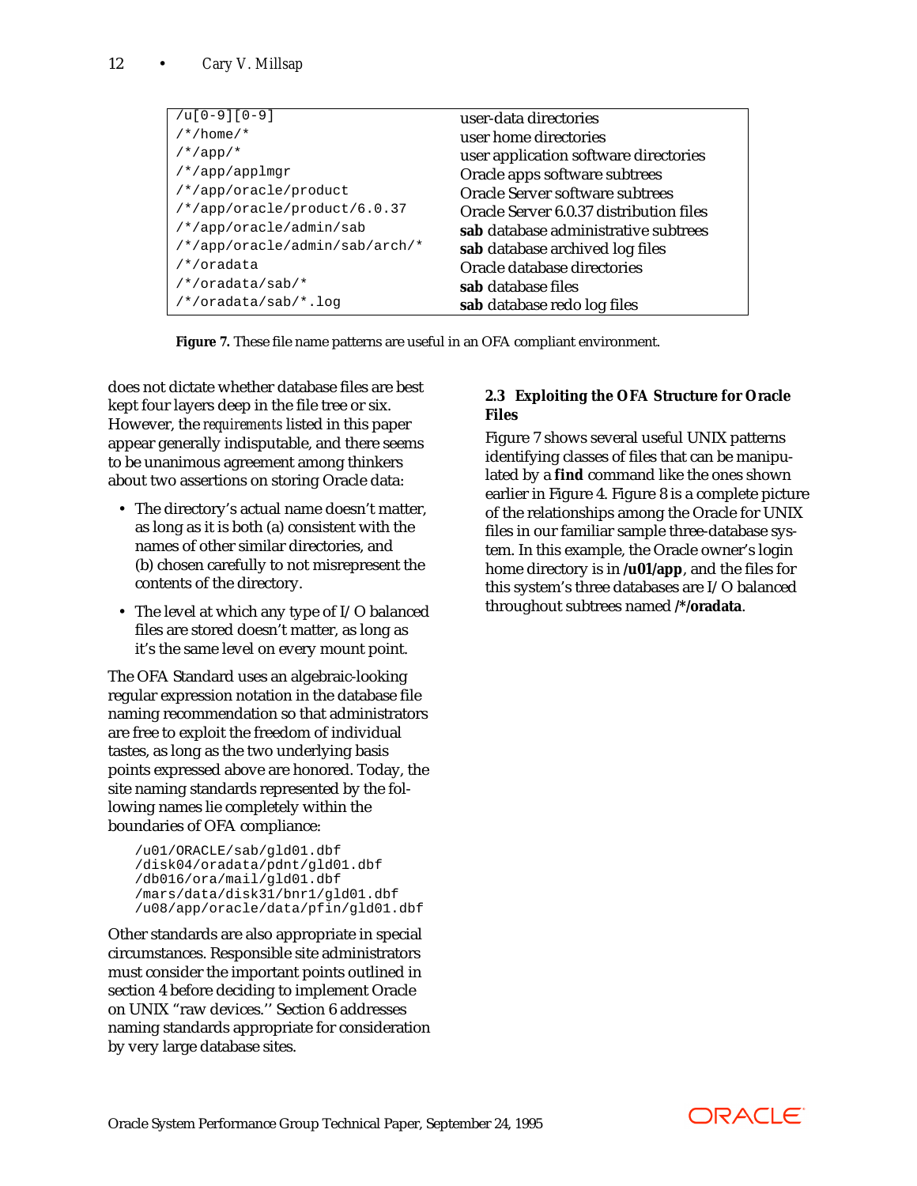| | |
|---|---|
| `/u[0-9][0-9]` | user-data directories |
| `/*/home/*` | user home directories |
| `/*/app/*` | user application software directories |
| `/*/app/applmgr` | Oracle apps software subtrees |
| `/*/app/oracle/product` | Oracle Server software subtrees |
| `/*/app/oracle/product/6.0.37` | Oracle Server 6.0.37 distribution files |
| `/*/app/oracle/admin/sab` | **sab** database administrative subtrees |
| `/*/app/oracle/admin/sab/arch/*` | **sab** database archived log files |
| `/*/oradata` | Oracle database directories |
| `/*/oradata/sab/*` | **sab** database files |
| `/*/oradata/sab/*.log` | **sab** database redo log files |

**Figure 7.** These file name patterns are useful in an OFA compliant environment.

does not dictate whether database files are best kept four layers deep in the file tree or six. However, the *requirements* listed in this paper appear generally indisputable, and there seems to be unanimous agreement among thinkers about two assertions on storing Oracle data:

- The directory's actual name doesn't matter, as long as it is both (a) consistent with the names of other similar directories, and (b) chosen carefully to not misrepresent the contents of the directory.
- The level at which any type of I/O balanced files are stored doesn't matter, as long as it's the same level on every mount point.

The OFA Standard uses an algebraic-looking regular expression notation in the database file naming recommendation so that administrators are free to exploit the freedom of individual tastes, as long as the two underlying basis points expressed above are honored. Today, the site naming standards represented by the following names lie completely within the boundaries of OFA compliance:

```
/u01/ORACLE/sab/gld01.dbf
/disk04/oradata/pdnt/gld01.dbf
/db016/ora/mail/gld01.dbf
/mars/data/disk31/bnr1/gld01.dbf
/u08/app/oracle/data/pfin/gld01.dbf
```

Other standards are also appropriate in special circumstances. Responsible site administrators must consider the important points outlined in section 4 before deciding to implement Oracle on UNIX "raw devices." Section 6 addresses naming standards appropriate for consideration by very large database sites.

### 2.3 Exploiting the OFA Structure for Oracle Files

Figure 7 shows several useful UNIX patterns identifying classes of files that can be manipulated by a **find** command like the ones shown earlier in Figure 4. Figure 8 is a complete picture of the relationships among the Oracle for UNIX files in our familiar sample three-database system. In this example, the Oracle owner's login home directory is in **/u01/app**, and the files for this system's three databases are I/O balanced throughout subtrees named **/*/oradata**.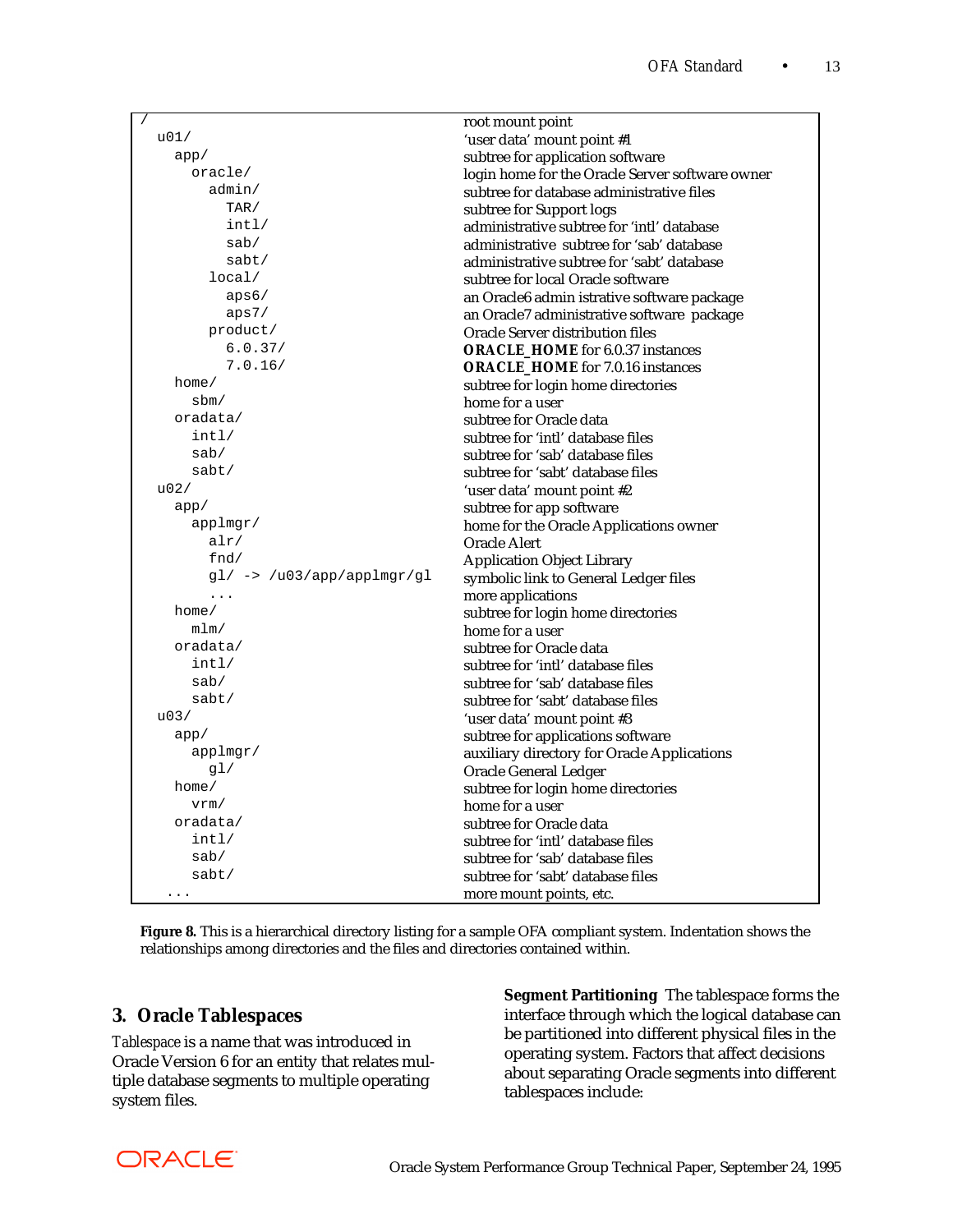```
/                                    root mount point
  u01/                               'user data' mount point #1
    app/                             subtree for application software
      oracle/                        login home for the Oracle Server software owner
        admin/                       subtree for database administrative files
          TAR/                       subtree for Support logs
          intl/                      administrative subtree for 'intl' database
          sab/                       administrative subtree for 'sab' database
          sabt/                      administrative subtree for 'sabt' database
        local/                       subtree for local Oracle software
          aps6/                      an Oracle6 admin istrative software package
          aps7/                      an Oracle7 administrative software package
        product/                     Oracle Server distribution files
          6.0.37/                    ORACLE_HOME for 6.0.37 instances
          7.0.16/                    ORACLE_HOME for 7.0.16 instances
    home/                            subtree for login home directories
      sbm/                           home for a user
    oradata/                         subtree for Oracle data
      intl/                          subtree for 'intl' database files
      sab/                           subtree for 'sab' database files
      sabt/                          subtree for 'sabt' database files
  u02/                               'user data' mount point #2
    app/                             subtree for app software
      applmgr/                       home for the Oracle Applications owner
        alr/                         Oracle Alert
        fnd/                         Application Object Library
        gl/ -> /u03/app/applmgr/gl   symbolic link to General Ledger files
        ...                          more applications
    home/                            subtree for login home directories
      mlm/                           home for a user
    oradata/                         subtree for Oracle data
      intl/                          subtree for 'intl' database files
      sab/                           subtree for 'sab' database files
      sabt/                          subtree for 'sabt' database files
  u03/                               'user data' mount point #3
    app/                             subtree for applications software
      applmgr/                       auxiliary directory for Oracle Applications
        gl/                          Oracle General Ledger
    home/                            subtree for login home directories
      vrm/                           home for a user
    oradata/                         subtree for Oracle data
      intl/                          subtree for 'intl' database files
      sab/                           subtree for 'sab' database files
      sabt/                          subtree for 'sabt' database files
   ...                               more mount points, etc.
```

**Figure 8.** This is a hierarchical directory listing for a sample OFA compliant system. Indentation shows the relationships among directories and the files and directories contained within.

## 3. Oracle Tablespaces

*Tablespace* is a name that was introduced in Oracle Version 6 for an entity that relates multiple database segments to multiple operating system files.

**Segment Partitioning** The tablespace forms the interface through which the logical database can be partitioned into different physical files in the operating system. Factors that affect decisions about separating Oracle segments into different tablespaces include: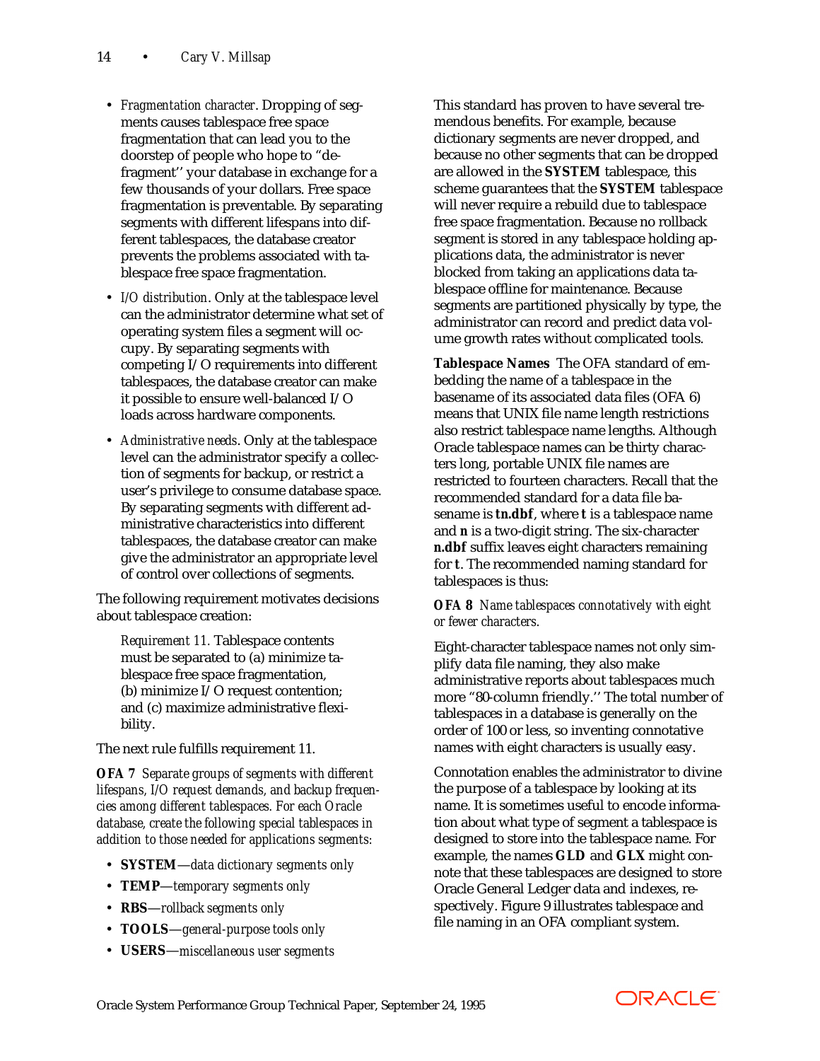- *Fragmentation character*. Dropping of segments causes tablespace free space fragmentation that can lead you to the doorstep of people who hope to "defragment'' your database in exchange for a few thousands of your dollars. Free space fragmentation is preventable. By separating segments with different lifespans into different tablespaces, the database creator prevents the problems associated with tablespace free space fragmentation.
- *I/O distribution*. Only at the tablespace level can the administrator determine what set of operating system files a segment will occupy. By separating segments with competing I/O requirements into different tablespaces, the database creator can make it possible to ensure well-balanced I/O loads across hardware components.
- *Administrative needs*. Only at the tablespace level can the administrator specify a collection of segments for backup, or restrict a user's privilege to consume database space. By separating segments with different administrative characteristics into different tablespaces, the database creator can make give the administrator an appropriate level of control over collections of segments.

The following requirement motivates decisions about tablespace creation:

> *Requirement 11.* Tablespace contents must be separated to (a) minimize tablespace free space fragmentation, (b) minimize I/O request contention; and (c) maximize administrative flexibility.

The next rule fulfills requirement 11.

**OFA 7** *Separate groups of segments with different lifespans, I/O request demands, and backup frequencies among different tablespaces. For each Oracle database, create the following special tablespaces in addition to those needed for applications segments:*

- **SYSTEM**—*data dictionary segments only*
- **TEMP**—*temporary segments only*
- **RBS**—*rollback segments only*
- **TOOLS**—*general-purpose tools only*
- **USERS**—*miscellaneous user segments*

This standard has proven to have several tremendous benefits. For example, because dictionary segments are never dropped, and because no other segments that can be dropped are allowed in the **SYSTEM** tablespace, this scheme guarantees that the **SYSTEM** tablespace will never require a rebuild due to tablespace free space fragmentation. Because no rollback segment is stored in any tablespace holding applications data, the administrator is never blocked from taking an applications data tablespace offline for maintenance. Because segments are partitioned physically by type, the administrator can record and predict data volume growth rates without complicated tools.

**Tablespace Names** The OFA standard of embedding the name of a tablespace in the basename of its associated data files (OFA 6) means that UNIX file name length restrictions also restrict tablespace name lengths. Although Oracle tablespace names can be thirty characters long, portable UNIX file names are restricted to fourteen characters. Recall that the recommended standard for a data file basename is ***t*n.dbf**, where ***t*** is a tablespace name and ***n*** is a two-digit string. The six-character ***n*.dbf** suffix leaves eight characters remaining for ***t***. The recommended naming standard for tablespaces is thus:

**OFA 8** *Name tablespaces connotatively with eight or fewer characters.*

Eight-character tablespace names not only simplify data file naming, they also make administrative reports about tablespaces much more "80-column friendly.'' The total number of tablespaces in a database is generally on the order of 100 or less, so inventing connotative names with eight characters is usually easy.

Connotation enables the administrator to divine the purpose of a tablespace by looking at its name. It is sometimes useful to encode information about what type of segment a tablespace is designed to store into the tablespace name. For example, the names **GLD** and **GLX** might connote that these tablespaces are designed to store Oracle General Ledger data and indexes, respectively. Figure 9 illustrates tablespace and file naming in an OFA compliant system.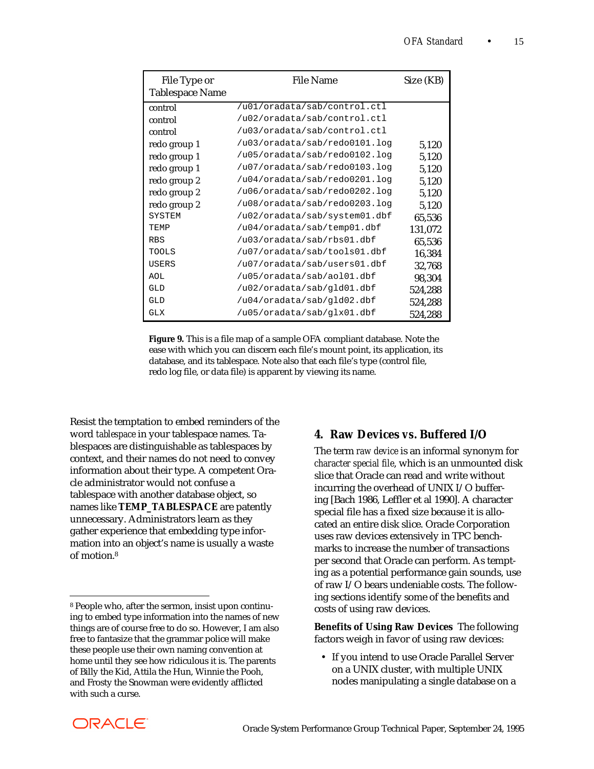| File Type or Tablespace Name | File Name | Size (KB) |
|---|---|---|
| control | /u01/oradata/sab/control.ctl | |
| control | /u02/oradata/sab/control.ctl | |
| control | /u03/oradata/sab/control.ctl | |
| redo group 1 | /u03/oradata/sab/redo0101.log | 5,120 |
| redo group 1 | /u05/oradata/sab/redo0102.log | 5,120 |
| redo group 1 | /u07/oradata/sab/redo0103.log | 5,120 |
| redo group 2 | /u04/oradata/sab/redo0201.log | 5,120 |
| redo group 2 | /u06/oradata/sab/redo0202.log | 5,120 |
| redo group 2 | /u08/oradata/sab/redo0203.log | 5,120 |
| SYSTEM | /u02/oradata/sab/system01.dbf | 65,536 |
| TEMP | /u04/oradata/sab/temp01.dbf | 131,072 |
| RBS | /u03/oradata/sab/rbs01.dbf | 65,536 |
| TOOLS | /u07/oradata/sab/tools01.dbf | 16,384 |
| USERS | /u07/oradata/sab/users01.dbf | 32,768 |
| AOL | /u05/oradata/sab/aol01.dbf | 98,304 |
| GLD | /u02/oradata/sab/gld01.dbf | 524,288 |
| GLD | /u04/oradata/sab/gld02.dbf | 524,288 |
| GLX | /u05/oradata/sab/glx01.dbf | 524,288 |

**Figure 9.** This is a file map of a sample OFA compliant database. Note the ease with which you can discern each file's mount point, its application, its database, and its tablespace. Note also that each file's type (control file, redo log file, or data file) is apparent by viewing its name.

Resist the temptation to embed reminders of the word *tablespace* in your tablespace names. Tablespaces are distinguishable as tablespaces by context, and their names do not need to convey information about their type. A competent Oracle administrator would not confuse a tablespace with another database object, so names like **TEMP_TABLESPACE** are patently unnecessary. Administrators learn as they gather experience that embedding type information into an object's name is usually a waste of motion.[8]

[8] People who, after the sermon, insist upon continuing to embed type information into the names of new things are of course free to do so. However, I am also free to fantasize that the grammar police will make these people use their own naming convention at home until they see how ridiculous it is. The parents of Billy the Kid, Attila the Hun, Winnie the Pooh, and Frosty the Snowman were evidently afflicted with such a curse.

## 4. Raw Devices vs. Buffered I/O

The term *raw device* is an informal synonym for *character special file*, which is an unmounted disk slice that Oracle can read and write without incurring the overhead of UNIX I/O buffering [Bach 1986, Leffler et al 1990]. A character special file has a fixed size because it is allocated an entire disk slice. Oracle Corporation uses raw devices extensively in TPC benchmarks to increase the number of transactions per second that Oracle can perform. As tempting as a potential performance gain sounds, use of raw I/O bears undeniable costs. The following sections identify some of the benefits and costs of using raw devices.

**Benefits of Using Raw Devices** The following factors weigh in favor of using raw devices:

- If you intend to use Oracle Parallel Server on a UNIX cluster, with multiple UNIX nodes manipulating a single database on a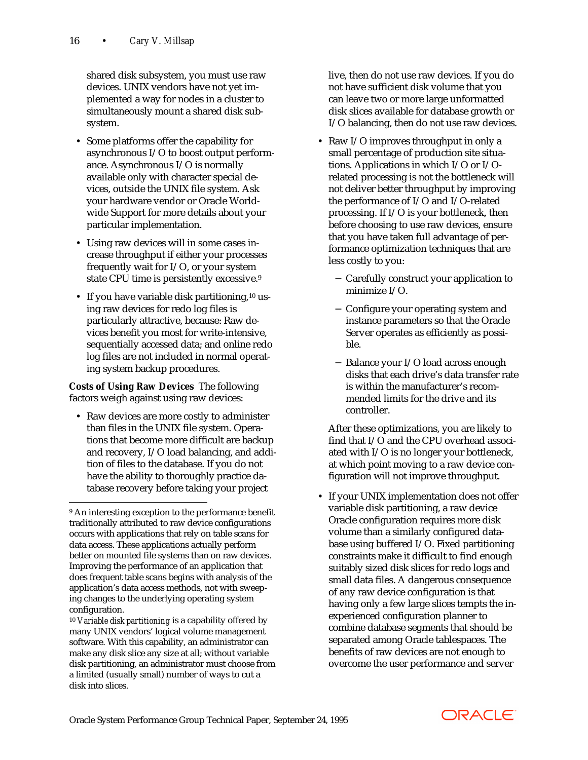shared disk subsystem, you must use raw devices. UNIX vendors have not yet implemented a way for nodes in a cluster to simultaneously mount a shared disk subsystem.

- Some platforms offer the capability for asynchronous I/O to boost output performance. Asynchronous I/O is normally available only with character special devices, outside the UNIX file system. Ask your hardware vendor or Oracle Worldwide Support for more details about your particular implementation.
- Using raw devices will in some cases increase throughput if either your processes frequently wait for I/O, or your system state CPU time is persistently excessive.[9]
- If you have variable disk partitioning,[10] using raw devices for redo log files is particularly attractive, because: Raw devices benefit you most for write-intensive, sequentially accessed data; and online redo log files are not included in normal operating system backup procedures.

**Costs of Using Raw Devices** The following factors weigh against using raw devices:

- Raw devices are more costly to administer than files in the UNIX file system. Operations that become more difficult are backup and recovery, I/O load balancing, and addition of files to the database. If you do not have the ability to thoroughly practice database recovery before taking your project live, then do not use raw devices. If you do not have sufficient disk volume that you can leave two or more large unformatted disk slices available for database growth or I/O balancing, then do not use raw devices.
- Raw I/O improves throughput in only a small percentage of production site situations. Applications in which I/O or I/O-related processing is not the bottleneck will not deliver better throughput by improving the performance of I/O and I/O-related processing. If I/O is your bottleneck, then before choosing to use raw devices, ensure that you have taken full advantage of performance optimization techniques that are less costly to you:
  - Carefully construct your application to minimize I/O.
  - Configure your operating system and instance parameters so that the Oracle Server operates as efficiently as possible.
  - Balance your I/O load across enough disks that each drive's data transfer rate is within the manufacturer's recommended limits for the drive and its controller.

  After these optimizations, you are likely to find that I/O and the CPU overhead associated with I/O is no longer your bottleneck, at which point moving to a raw device configuration will not improve throughput.
- If your UNIX implementation does not offer variable disk partitioning, a raw device Oracle configuration requires more disk volume than a similarly configured database using buffered I/O. Fixed partitioning constraints make it difficult to find enough suitably sized disk slices for redo logs and small data files. A dangerous consequence of any raw device configuration is that having only a few large slices tempts the inexperienced configuration planner to combine database segments that should be separated among Oracle tablespaces. The benefits of raw devices are not enough to overcome the user performance and server

---

[9] An interesting exception to the performance benefit traditionally attributed to raw device configurations occurs with applications that rely on table scans for data access. These applications actually perform better on mounted file systems than on raw devices. Improving the performance of an application that does frequent table scans begins with analysis of the application's data access methods, not with sweeping changes to the underlying operating system configuration.

[10] *Variable disk partitioning* is a capability offered by many UNIX vendors' logical volume management software. With this capability, an administrator can make any disk slice any size at all; without variable disk partitioning, an administrator must choose from a limited (usually small) number of ways to cut a disk into slices.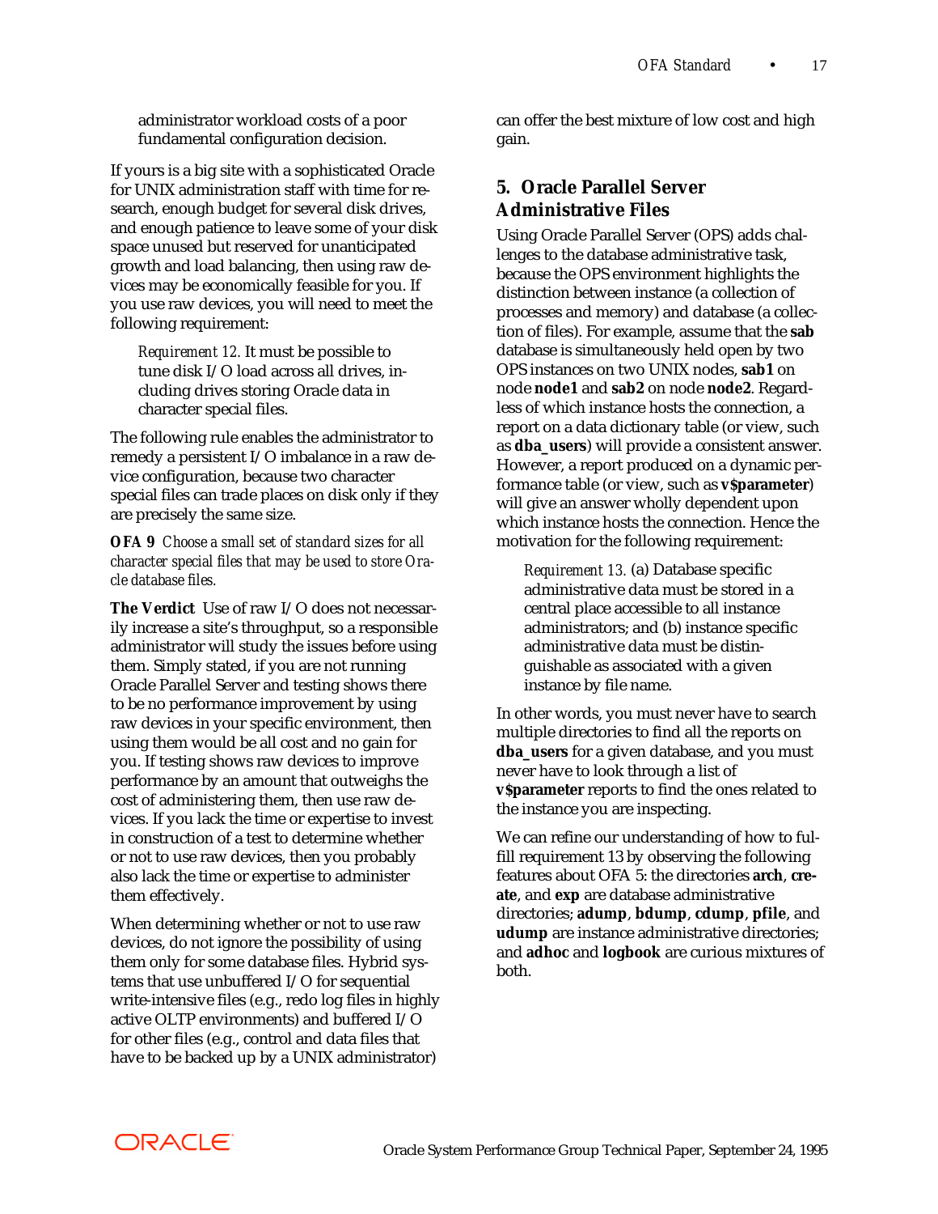administrator workload costs of a poor fundamental configuration decision.

If yours is a big site with a sophisticated Oracle for UNIX administration staff with time for research, enough budget for several disk drives, and enough patience to leave some of your disk space unused but reserved for unanticipated growth and load balancing, then using raw devices may be economically feasible for you. If you use raw devices, you will need to meet the following requirement:

> *Requirement 12.* It must be possible to tune disk I/O load across all drives, including drives storing Oracle data in character special files.

The following rule enables the administrator to remedy a persistent I/O imbalance in a raw device configuration, because two character special files can trade places on disk only if they are precisely the same size.

**OFA 9** *Choose a small set of standard sizes for all character special files that may be used to store Oracle database files.*

**The Verdict** Use of raw I/O does not necessarily increase a site's throughput, so a responsible administrator will study the issues before using them. Simply stated, if you are not running Oracle Parallel Server and testing shows there to be no performance improvement by using raw devices in your specific environment, then using them would be all cost and no gain for you. If testing shows raw devices to improve performance by an amount that outweighs the cost of administering them, then use raw devices. If you lack the time or expertise to invest in construction of a test to determine whether or not to use raw devices, then you probably also lack the time or expertise to administer them effectively.

When determining whether or not to use raw devices, do not ignore the possibility of using them only for some database files. Hybrid systems that use unbuffered I/O for sequential write-intensive files (e.g., redo log files in highly active OLTP environments) and buffered I/O for other files (e.g., control and data files that have to be backed up by a UNIX administrator) can offer the best mixture of low cost and high gain.

## 5. Oracle Parallel Server Administrative Files

Using Oracle Parallel Server (OPS) adds challenges to the database administrative task, because the OPS environment highlights the distinction between instance (a collection of processes and memory) and database (a collection of files). For example, assume that the **sab** database is simultaneously held open by two OPS instances on two UNIX nodes, **sab1** on node **node1** and **sab2** on node **node2**. Regardless of which instance hosts the connection, a report on a data dictionary table (or view, such as **dba_users**) will provide a consistent answer. However, a report produced on a dynamic performance table (or view, such as **v$parameter**) will give an answer wholly dependent upon which instance hosts the connection. Hence the motivation for the following requirement:

> *Requirement 13.* (a) Database specific administrative data must be stored in a central place accessible to all instance administrators; and (b) instance specific administrative data must be distinguishable as associated with a given instance by file name.

In other words, you must never have to search multiple directories to find all the reports on **dba_users** for a given database, and you must never have to look through a list of **v$parameter** reports to find the ones related to the instance you are inspecting.

We can refine our understanding of how to fulfill requirement 13 by observing the following features about OFA 5: the directories **arch**, **create**, and **exp** are database administrative directories; **adump**, **bdump**, **cdump**, **pfile**, and **udump** are instance administrative directories; and **adhoc** and **logbook** are curious mixtures of both.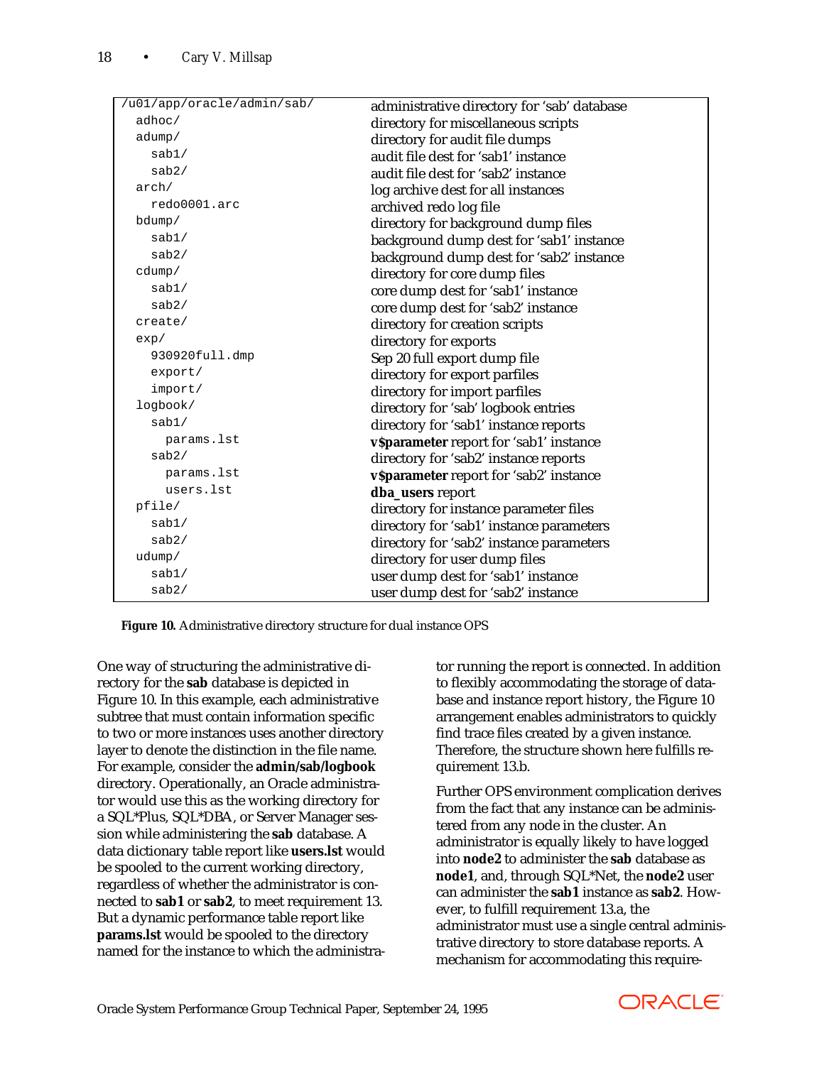| | |
|---|---|
| `/u01/app/oracle/admin/sab/` | administrative directory for 'sab' database |
| `  adhoc/` | directory for miscellaneous scripts |
| `  adump/` | directory for audit file dumps |
| `    sab1/` | audit file dest for 'sab1' instance |
| `    sab2/` | audit file dest for 'sab2' instance |
| `  arch/` | log archive dest for all instances |
| `    redo0001.arc` | archived redo log file |
| `  bdump/` | directory for background dump files |
| `    sab1/` | background dump dest for 'sab1' instance |
| `    sab2/` | background dump dest for 'sab2' instance |
| `  cdump/` | directory for core dump files |
| `    sab1/` | core dump dest for 'sab1' instance |
| `    sab2/` | core dump dest for 'sab2' instance |
| `  create/` | directory for creation scripts |
| `  exp/` | directory for exports |
| `    930920full.dmp` | Sep 20 full export dump file |
| `    export/` | directory for export parfiles |
| `    import/` | directory for import parfiles |
| `  logbook/` | directory for 'sab' logbook entries |
| `    sab1/` | directory for 'sab1' instance reports |
| `      params.lst` | **v$parameter** report for 'sab1' instance |
| `    sab2/` | directory for 'sab2' instance reports |
| `      params.lst` | **v$parameter** report for 'sab2' instance |
| `      users.lst` | **dba_users** report |
| `  pfile/` | directory for instance parameter files |
| `    sab1/` | directory for 'sab1' instance parameters |
| `    sab2/` | directory for 'sab2' instance parameters |
| `  udump/` | directory for user dump files |
| `    sab1/` | user dump dest for 'sab1' instance |
| `    sab2/` | user dump dest for 'sab2' instance |

**Figure 10.** Administrative directory structure for dual instance OPS

One way of structuring the administrative directory for the **sab** database is depicted in Figure 10. In this example, each administrative subtree that must contain information specific to two or more instances uses another directory layer to denote the distinction in the file name. For example, consider the **admin/sab/logbook** directory. Operationally, an Oracle administrator would use this as the working directory for a SQL*Plus, SQL*DBA, or Server Manager session while administering the **sab** database. A data dictionary table report like **users.lst** would be spooled to the current working directory, regardless of whether the administrator is connected to **sab1** or **sab2**, to meet requirement 13. But a dynamic performance table report like **params.lst** would be spooled to the directory named for the instance to which the administrator running the report is connected. In addition to flexibly accommodating the storage of database and instance report history, the Figure 10 arrangement enables administrators to quickly find trace files created by a given instance. Therefore, the structure shown here fulfills requirement 13.b.

Further OPS environment complication derives from the fact that any instance can be administered from any node in the cluster. An administrator is equally likely to have logged into **node2** to administer the **sab** database as **node1**, and, through SQL*Net, the **node2** user can administer the **sab1** instance as **sab2**. However, to fulfill requirement 13.a, the administrator must use a single central administrative directory to store database reports. A mechanism for accommodating this require-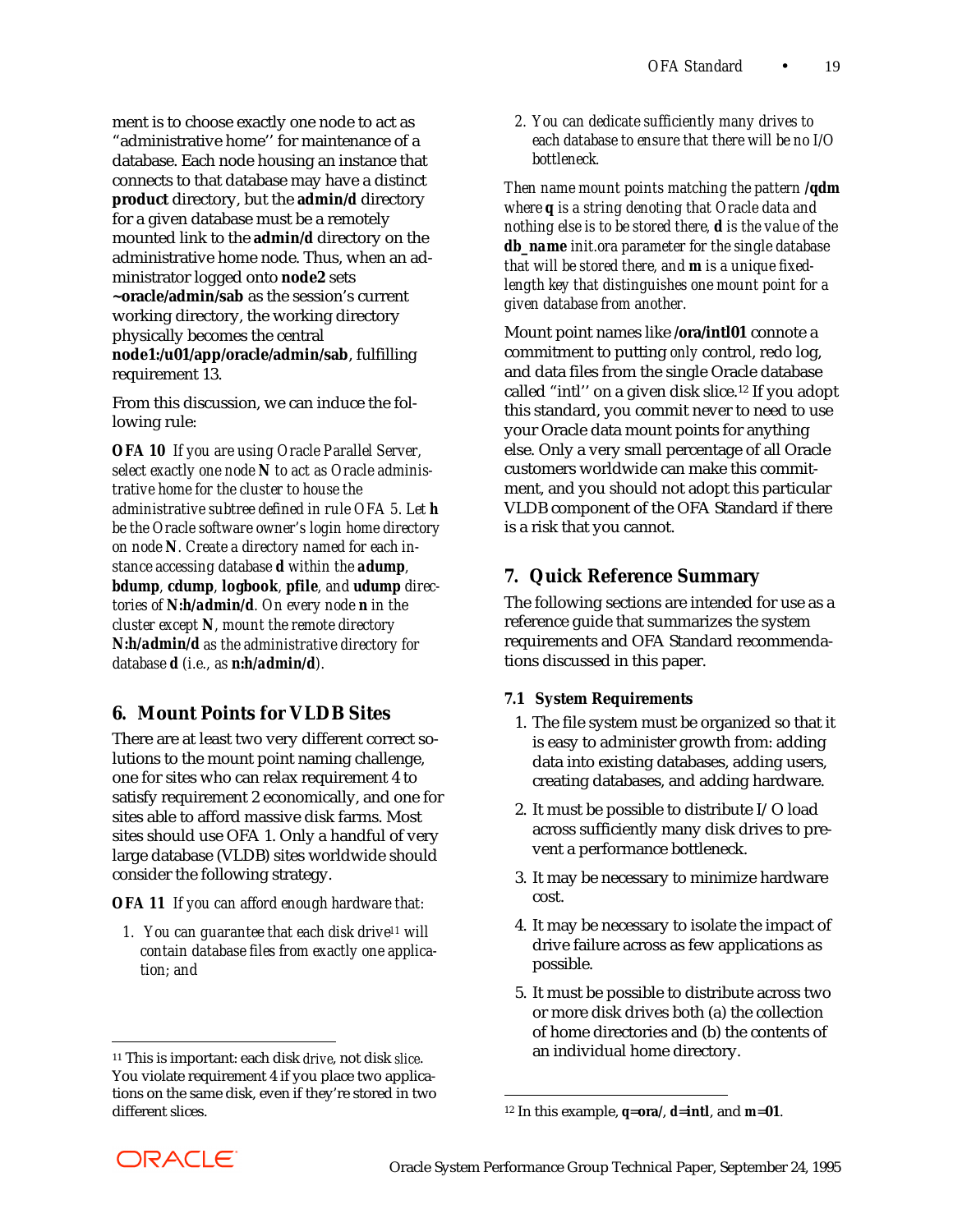ment is to choose exactly one node to act as "administrative home" for maintenance of a database. Each node housing an instance that connects to that database may have a distinct **product** directory, but the **admin/d** directory for a given database must be a remotely mounted link to the **admin/d** directory on the administrative home node. Thus, when an administrator logged onto **node2** sets **~oracle/admin/sab** as the session's current working directory, the working directory physically becomes the central **node1:/u01/app/oracle/admin/sab**, fulfilling requirement 13.

From this discussion, we can induce the following rule:

**OFA 10** *If you are using Oracle Parallel Server, select exactly one node* **N** *to act as Oracle administrative home for the cluster to house the administrative subtree defined in rule OFA 5. Let* **h** *be the Oracle software owner's login home directory on node* **N**. *Create a directory named for each instance accessing database* **d** *within the* **adump**, **bdump**, **cdump**, **logbook**, **pfile**, *and* **udump** *directories of* **N:h/admin/d**. *On every node* **n** *in the cluster except* **N**, *mount the remote directory* **N:h/admin/d** *as the administrative directory for database* **d** *(i.e., as* **n:h/admin/d***).*

## 6. Mount Points for VLDB Sites

There are at least two very different correct solutions to the mount point naming challenge, one for sites who can relax requirement 4 to satisfy requirement 2 economically, and one for sites able to afford massive disk farms. Most sites should use OFA 1. Only a handful of very large database (VLDB) sites worldwide should consider the following strategy.

**OFA 11** *If you can afford enough hardware that:*

1. *You can guarantee that each disk drive*[11] *will contain database files from exactly one application; and*
2. *You can dedicate sufficiently many drives to each database to ensure that there will be no I/O bottleneck.*

*Then name mount points matching the pattern* **/qdm** *where* **q** *is a string denoting that Oracle data and nothing else is to be stored there,* **d** *is the value of the* ***db_name*** *init.ora parameter for the single database that will be stored there, and* **m** *is a unique fixed-length key that distinguishes one mount point for a given database from another.*

Mount point names like **/ora/intl01** connote a commitment to putting *only* control, redo log, and data files from the single Oracle database called "intl" on a given disk slice.[12] If you adopt this standard, you commit never to need to use your Oracle data mount points for anything else. Only a very small percentage of all Oracle customers worldwide can make this commitment, and you should not adopt this particular VLDB component of the OFA Standard if there is a risk that you cannot.

## 7. Quick Reference Summary

The following sections are intended for use as a reference guide that summarizes the system requirements and OFA Standard recommendations discussed in this paper.

### 7.1 System Requirements

1. The file system must be organized so that it is easy to administer growth from: adding data into existing databases, adding users, creating databases, and adding hardware.
2. It must be possible to distribute I/O load across sufficiently many disk drives to prevent a performance bottleneck.
3. It may be necessary to minimize hardware cost.
4. It may be necessary to isolate the impact of drive failure across as few applications as possible.
5. It must be possible to distribute across two or more disk drives both (a) the collection of home directories and (b) the contents of an individual home directory.

---

[11] This is important: each disk *drive*, not disk *slice*. You violate requirement 4 if you place two applications on the same disk, even if they're stored in two different slices.

[12] In this example, **q=ora/**, **d=intl**, and **m=01**.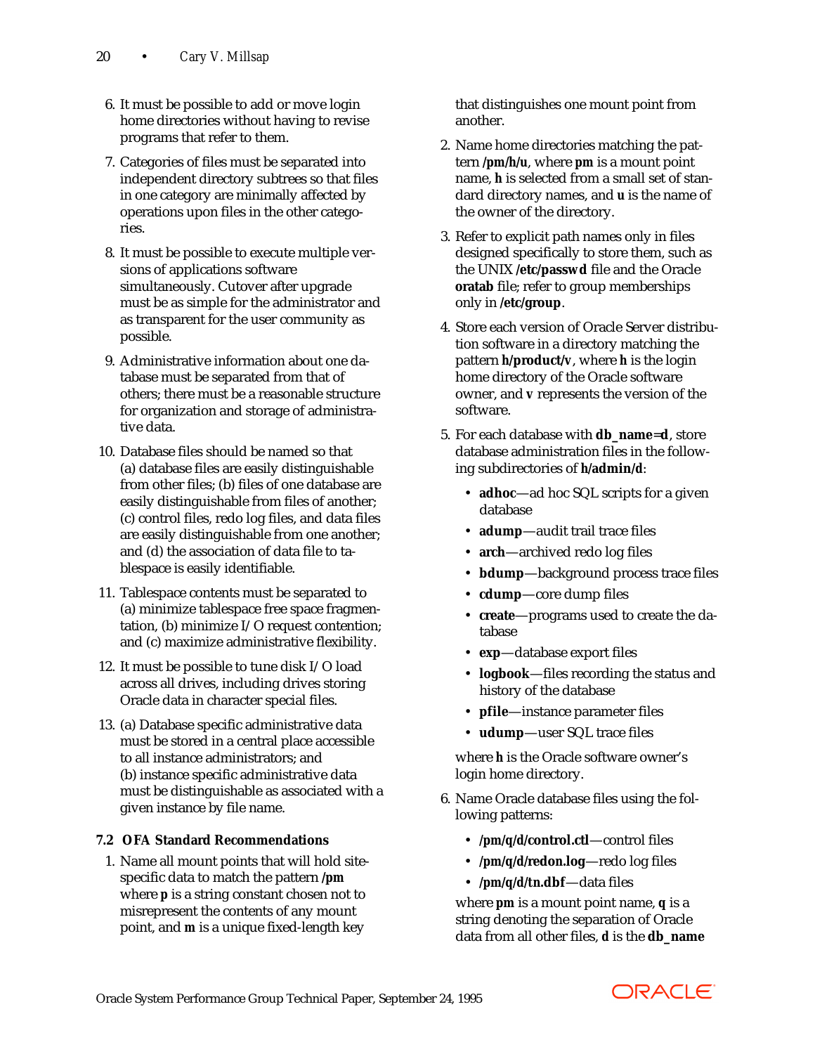6. It must be possible to add or move login home directories without having to revise programs that refer to them.
7. Categories of files must be separated into independent directory subtrees so that files in one category are minimally affected by operations upon files in the other categories.
8. It must be possible to execute multiple versions of applications software simultaneously. Cutover after upgrade must be as simple for the administrator and as transparent for the user community as possible.
9. Administrative information about one database must be separated from that of others; there must be a reasonable structure for organization and storage of administrative data.
10. Database files should be named so that (a) database files are easily distinguishable from other files; (b) files of one database are easily distinguishable from files of another; (c) control files, redo log files, and data files are easily distinguishable from one another; and (d) the association of data file to tablespace is easily identifiable.
11. Tablespace contents must be separated to (a) minimize tablespace free space fragmentation, (b) minimize I/O request contention; and (c) maximize administrative flexibility.
12. It must be possible to tune disk I/O load across all drives, including drives storing Oracle data in character special files.
13. (a) Database specific administrative data must be stored in a central place accessible to all instance administrators; and (b) instance specific administrative data must be distinguishable as associated with a given instance by file name.

### 7.2 OFA Standard Recommendations

1. Name all mount points that will hold site-specific data to match the pattern **/pm** where **p** is a string constant chosen not to misrepresent the contents of any mount point, and **m** is a unique fixed-length key that distinguishes one mount point from another.
2. Name home directories matching the pattern **/pm/h/u**, where **pm** is a mount point name, **h** is selected from a small set of standard directory names, and **u** is the name of the owner of the directory.
3. Refer to explicit path names only in files designed specifically to store them, such as the UNIX **/etc/passwd** file and the Oracle **oratab** file; refer to group memberships only in **/etc/group**.
4. Store each version of Oracle Server distribution software in a directory matching the pattern **h/product/v**, where **h** is the login home directory of the Oracle software owner, and **v** represents the version of the software.
5. For each database with **db_name=d**, store database administration files in the following subdirectories of **h/admin/d**:
   - **adhoc**—ad hoc SQL scripts for a given database
   - **adump**—audit trail trace files
   - **arch**—archived redo log files
   - **bdump**—background process trace files
   - **cdump**—core dump files
   - **create**—programs used to create the database
   - **exp**—database export files
   - **logbook**—files recording the status and history of the database
   - **pfile**—instance parameter files
   - **udump**—user SQL trace files

   where **h** is the Oracle software owner's login home directory.
6. Name Oracle database files using the following patterns:
   - **/pm/q/d/control.ctl**—control files
   - **/pm/q/d/redon.log**—redo log files
   - **/pm/q/d/tn.dbf**—data files

   where **pm** is a mount point name, **q** is a string denoting the separation of Oracle data from all other files, **d** is the **db_name**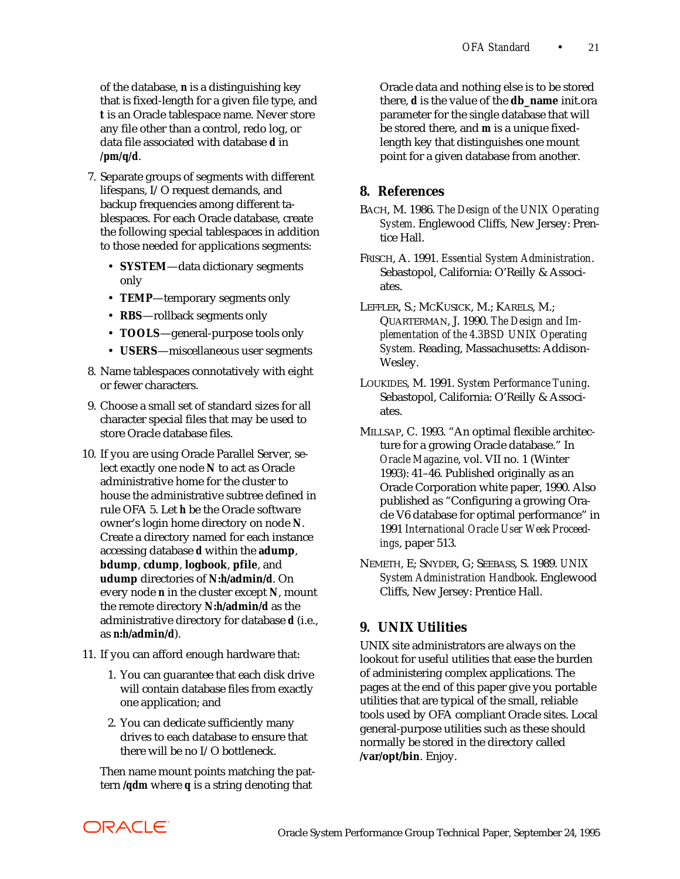of the database, **n** is a distinguishing key that is fixed-length for a given file type, and **t** is an Oracle tablespace name. Never store any file other than a control, redo log, or data file associated with database **d** in **/pm/q/d**.

7. Separate groups of segments with different lifespans, I/O request demands, and backup frequencies among different tablespaces. For each Oracle database, create the following special tablespaces in addition to those needed for applications segments:
   - **SYSTEM**—data dictionary segments only
   - **TEMP**—temporary segments only
   - **RBS**—rollback segments only
   - **TOOLS**—general-purpose tools only
   - **USERS**—miscellaneous user segments
8. Name tablespaces connotatively with eight or fewer characters.
9. Choose a small set of standard sizes for all character special files that may be used to store Oracle database files.
10. If you are using Oracle Parallel Server, select exactly one node **N** to act as Oracle administrative home for the cluster to house the administrative subtree defined in rule OFA 5. Let **h** be the Oracle software owner's login home directory on node **N**. Create a directory named for each instance accessing database **d** within the **adump**, **bdump**, **cdump**, **logbook**, **pfile**, and **udump** directories of **N:h/admin/d**. On every node **n** in the cluster except **N**, mount the remote directory **N:h/admin/d** as the administrative directory for database **d** (i.e., as **n:h/admin/d**).
11. If you can afford enough hardware that:
    1. You can guarantee that each disk drive will contain database files from exactly one application; and
    2. You can dedicate sufficiently many drives to each database to ensure that there will be no I/O bottleneck.

    Then name mount points matching the pattern **/qdm** where **q** is a string denoting that Oracle data and nothing else is to be stored there, **d** is the value of the **db_name** init.ora parameter for the single database that will be stored there, and **m** is a unique fixed-length key that distinguishes one mount point for a given database from another.

## 8. References

BACH, M. 1986. *The Design of the UNIX Operating System*. Englewood Cliffs, New Jersey: Prentice Hall.

FRISCH, A. 1991. *Essential System Administration*. Sebastopol, California: O'Reilly & Associates.

LEFFLER, S.; MCKUSICK, M.; KARELS, M.; QUARTERMAN, J. 1990. *The Design and Implementation of the 4.3BSD UNIX Operating System.* Reading, Massachusetts: Addison-Wesley.

LOUKIDES, M. 1991. *System Performance Tuning.* Sebastopol, California: O'Reilly & Associates.

MILLSAP, C. 1993. "An optimal flexible architecture for a growing Oracle database." In *Oracle Magazine*, vol. VII no. 1 (Winter 1993): 41–46. Published originally as an Oracle Corporation white paper, 1990. Also published as "Configuring a growing Oracle V6 database for optimal performance" in 1991 *International Oracle User Week Proceedings*, paper 513.

NEMETH, E; SNYDER, G; SEEBASS, S. 1989. *UNIX System Administration Handbook.* Englewood Cliffs, New Jersey: Prentice Hall.

## 9. UNIX Utilities

UNIX site administrators are always on the lookout for useful utilities that ease the burden of administering complex applications. The pages at the end of this paper give you portable utilities that are typical of the small, reliable tools used by OFA compliant Oracle sites. Local general-purpose utilities such as these should normally be stored in the directory called **/var/opt/bin**. Enjoy.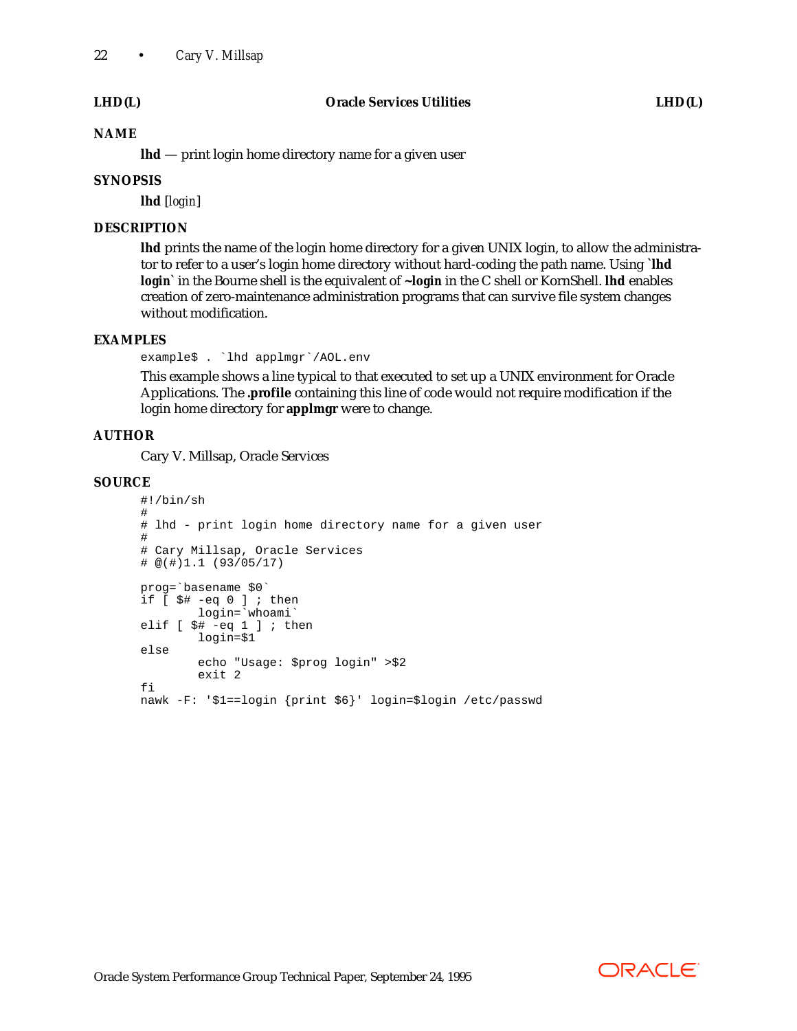**LHD (L)** **Oracle Services Utilities** **LHD (L)**

## NAME

**lhd** — print login home directory name for a given user

## SYNOPSIS

**lhd** [*login*]

## DESCRIPTION

**lhd** prints the name of the login home directory for a given UNIX login, to allow the administrator to refer to a user's login home directory without hard-coding the path name. Using **`lhd login`** in the Bourne shell is the equivalent of **~login** in the C shell or KornShell. **lhd** enables creation of zero-maintenance administration programs that can survive file system changes without modification.

## EXAMPLES

```
example$ . `lhd applmgr`/AOL.env
```

This example shows a line typical to that executed to set up a UNIX environment for Oracle Applications. The **.profile** containing this line of code would not require modification if the login home directory for **applmgr** were to change.

## AUTHOR

Cary V. Millsap, Oracle Services

## SOURCE

```
#!/bin/sh
#
# lhd - print login home directory name for a given user
#
# Cary Millsap, Oracle Services
# @(#)1.1 (93/05/17)

prog=`basename $0`
if [ $# -eq 0 ] ; then
        login=`whoami`
elif [ $# -eq 1 ] ; then
        login=$1
else
        echo "Usage: $prog login" >$2
        exit 2
fi
nawk -F: '$1==login {print $6}' login=$login /etc/passwd
```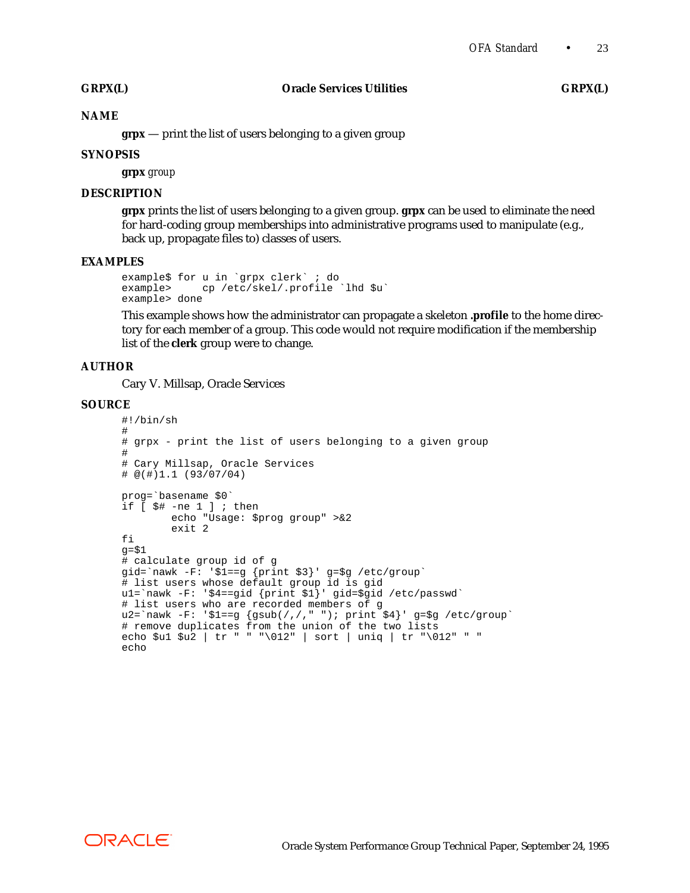**GRPX(L)** | **Oracle Services Utilities** | **GRPX(L)**

## NAME

**grpx** — print the list of users belonging to a given group

## SYNOPSIS

**grpx** *group*

## DESCRIPTION

**grpx** prints the list of users belonging to a given group. **grpx** can be used to eliminate the need for hard-coding group memberships into administrative programs used to manipulate (e.g., back up, propagate files to) classes of users.

## EXAMPLES

```
example$ for u in `grpx clerk` ; do
example>     cp /etc/skel/.profile `lhd $u`
example> done
```

This example shows how the administrator can propagate a skeleton **.profile** to the home directory for each member of a group. This code would not require modification if the membership list of the **clerk** group were to change.

## AUTHOR

Cary V. Millsap, Oracle Services

## SOURCE

```
#!/bin/sh
#
# grpx - print the list of users belonging to a given group
#
# Cary Millsap, Oracle Services
# @(#)1.1 (93/07/04)

prog=`basename $0`
if [ $# -ne 1 ] ; then
        echo "Usage: $prog group" >&2
        exit 2
fi
g=$1
# calculate group id of g
gid=`nawk -F: '$1==g {print $3}' g=$g /etc/group`
# list users whose default group id is gid
u1=`nawk -F: '$4==gid {print $1}' gid=$gid /etc/passwd`
# list users who are recorded members of g
u2=`nawk -F: '$1==g {gsub(/,/," "); print $4}' g=$g /etc/group`
# remove duplicates from the union of the two lists
echo $u1 $u2 | tr " " "\012" | sort | uniq | tr "\012" " "
echo
```